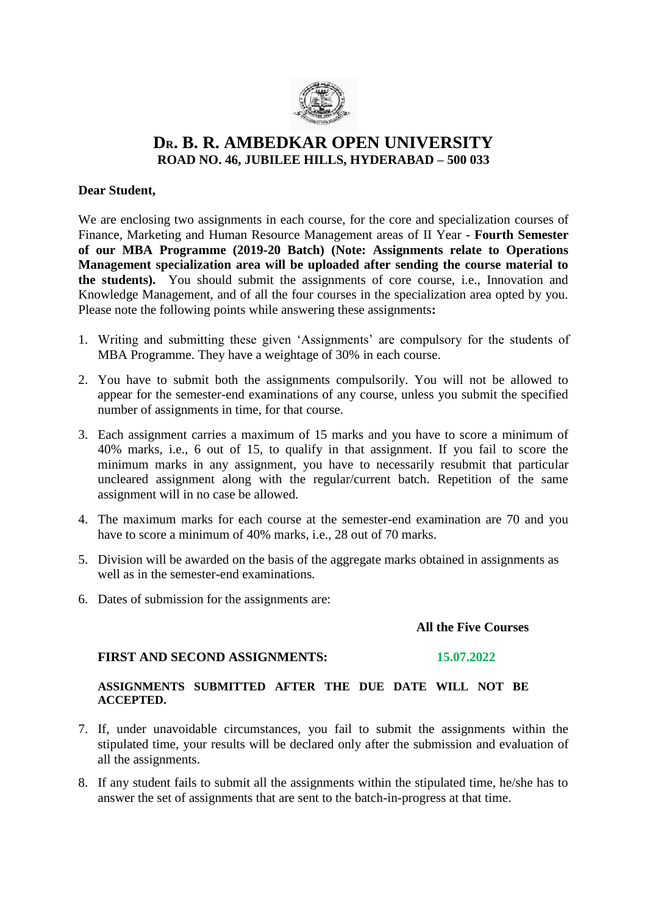# DR. B. R. AMBEDKAR OPEN UNIVERSITY

## ROAD NO. 46, JUBILEE HILLS, HYDERABAD – 500 033

**Dear Student,**

We are enclosing two assignments in each course, for the core and specialization courses of Finance, Marketing and Human Resource Management areas of II Year - **Fourth Semester of our MBA Programme (2019-20 Batch) (Note: Assignments relate to Operations Management specialization area will be uploaded after sending the course material to the students).** You should submit the assignments of core course, i.e., Innovation and Knowledge Management, and of all the four courses in the specialization area opted by you. Please note the following points while answering these assignments**:**

1. Writing and submitting these given 'Assignments' are compulsory for the students of MBA Programme. They have a weightage of 30% in each course.
2. You have to submit both the assignments compulsorily. You will not be allowed to appear for the semester-end examinations of any course, unless you submit the specified number of assignments in time, for that course.
3. Each assignment carries a maximum of 15 marks and you have to score a minimum of 40% marks, i.e., 6 out of 15, to qualify in that assignment. If you fail to score the minimum marks in any assignment, you have to necessarily resubmit that particular uncleared assignment along with the regular/current batch. Repetition of the same assignment will in no case be allowed.
4. The maximum marks for each course at the semester-end examination are 70 and you have to score a minimum of 40% marks, i.e., 28 out of 70 marks.
5. Division will be awarded on the basis of the aggregate marks obtained in assignments as well as in the semester-end examinations.
6. Dates of submission for the assignments are:

| | All the Five Courses |
|---|---|
| **FIRST AND SECOND ASSIGNMENTS:** | **15.07.2022** |

**ASSIGNMENTS SUBMITTED AFTER THE DUE DATE WILL NOT BE ACCEPTED.**

7. If, under unavoidable circumstances, you fail to submit the assignments within the stipulated time, your results will be declared only after the submission and evaluation of all the assignments.
8. If any student fails to submit all the assignments within the stipulated time, he/she has to answer the set of assignments that are sent to the batch-in-progress at that time.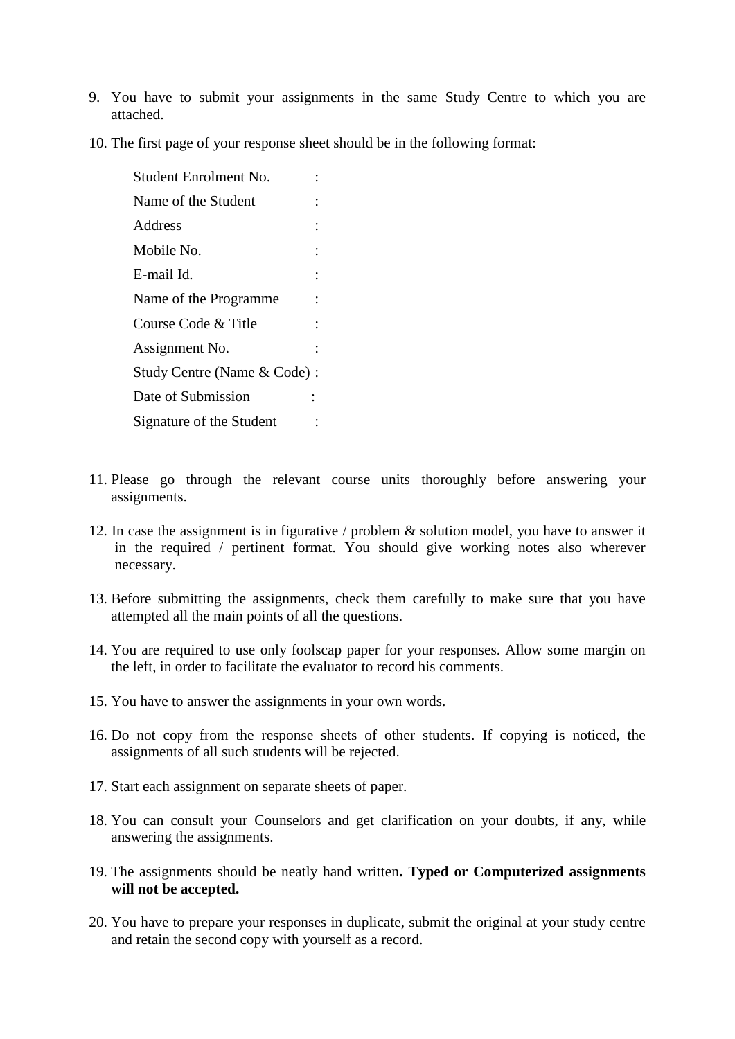9. You have to submit your assignments in the same Study Centre to which you are attached.

10. The first page of your response sheet should be in the following format:

    Student Enrolment No. :
    Name of the Student :
    Address :
    Mobile No. :
    E-mail Id. :
    Name of the Programme :
    Course Code & Title :
    Assignment No. :
    Study Centre (Name & Code) :
    Date of Submission :
    Signature of the Student :

11. Please go through the relevant course units thoroughly before answering your assignments.

12. In case the assignment is in figurative / problem & solution model, you have to answer it in the required / pertinent format. You should give working notes also wherever necessary.

13. Before submitting the assignments, check them carefully to make sure that you have attempted all the main points of all the questions.

14. You are required to use only foolscap paper for your responses. Allow some margin on the left, in order to facilitate the evaluator to record his comments.

15. You have to answer the assignments in your own words.

16. Do not copy from the response sheets of other students. If copying is noticed, the assignments of all such students will be rejected.

17. Start each assignment on separate sheets of paper.

18. You can consult your Counselors and get clarification on your doubts, if any, while answering the assignments.

19. The assignments should be neatly hand written**. Typed or Computerized assignments will not be accepted.**

20. You have to prepare your responses in duplicate, submit the original at your study centre and retain the second copy with yourself as a record.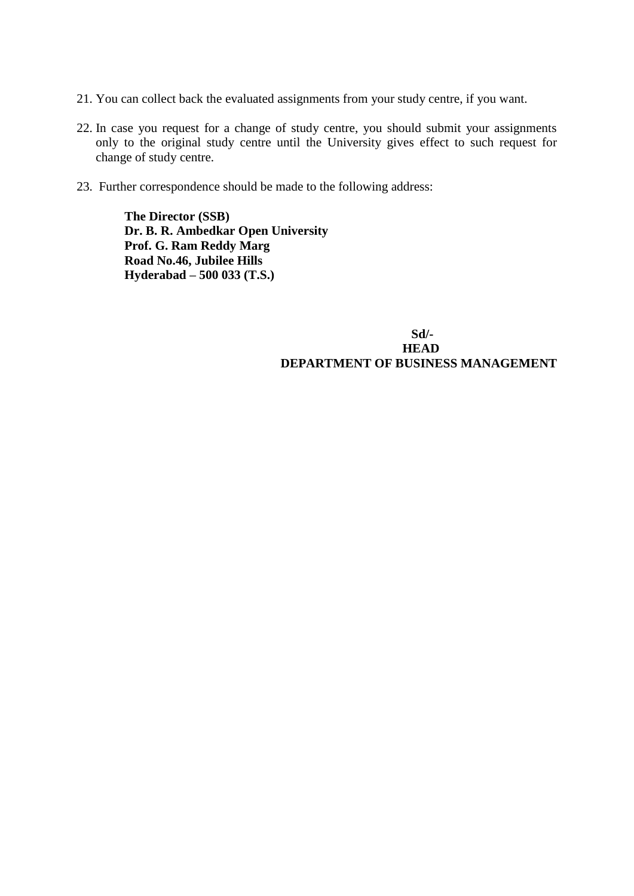21. You can collect back the evaluated assignments from your study centre, if you want.

22. In case you request for a change of study centre, you should submit your assignments only to the original study centre until the University gives effect to such request for change of study centre.

23. Further correspondence should be made to the following address:

    **The Director (SSB)**
    **Dr. B. R. Ambedkar Open University**
    **Prof. G. Ram Reddy Marg**
    **Road No.46, Jubilee Hills**
    **Hyderabad – 500 033 (T.S.)**

**Sd/-**
**HEAD**
**DEPARTMENT OF BUSINESS MANAGEMENT**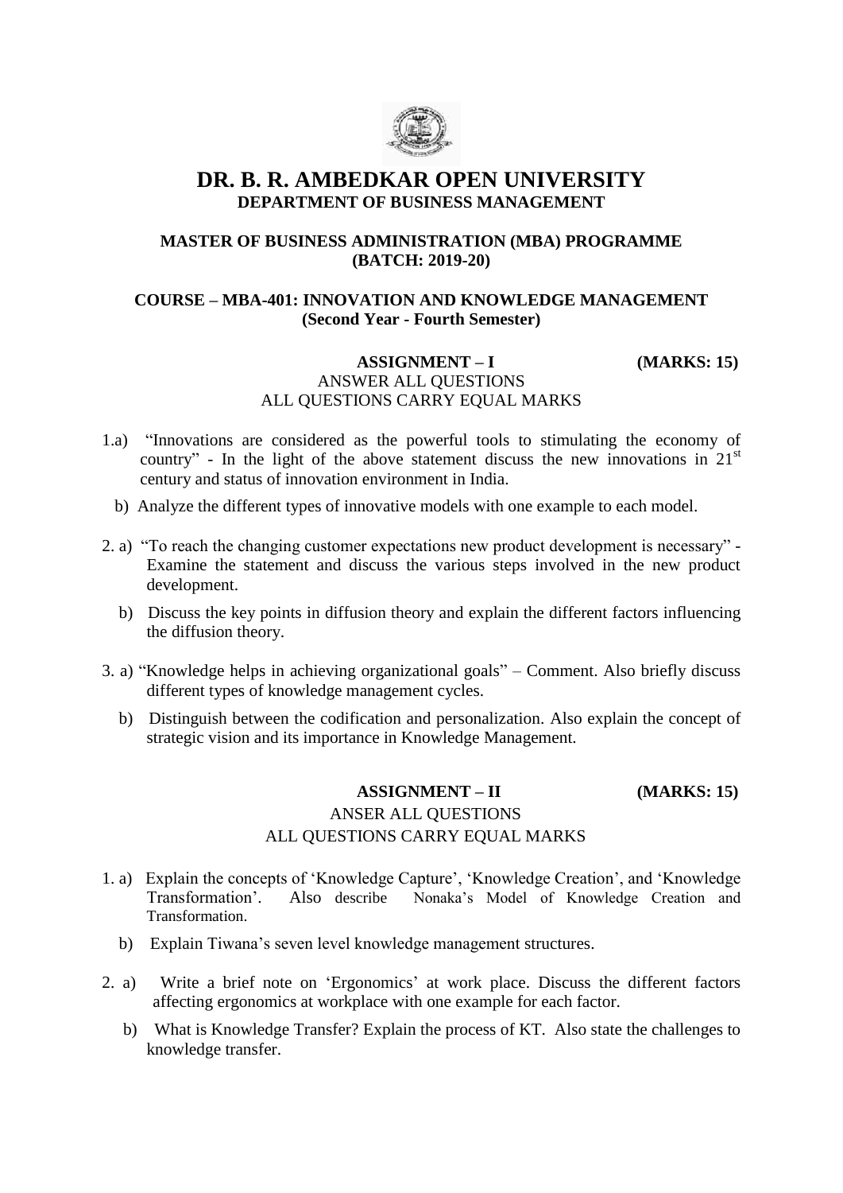# DR. B. R. AMBEDKAR OPEN UNIVERSITY

## DEPARTMENT OF BUSINESS MANAGEMENT

### MASTER OF BUSINESS ADMINISTRATION (MBA) PROGRAMME (BATCH: 2019-20)

### COURSE – MBA-401: INNOVATION AND KNOWLEDGE MANAGEMENT (Second Year - Fourth Semester)

**ASSIGNMENT – I** **(MARKS: 15)**

ANSWER ALL QUESTIONS
ALL QUESTIONS CARRY EQUAL MARKS

1.a) "Innovations are considered as the powerful tools to stimulating the economy of country" - In the light of the above statement discuss the new innovations in 21st century and status of innovation environment in India.

b) Analyze the different types of innovative models with one example to each model.

2. a) "To reach the changing customer expectations new product development is necessary" - Examine the statement and discuss the various steps involved in the new product development.

b) Discuss the key points in diffusion theory and explain the different factors influencing the diffusion theory.

3. a) "Knowledge helps in achieving organizational goals" – Comment. Also briefly discuss different types of knowledge management cycles.

b) Distinguish between the codification and personalization. Also explain the concept of strategic vision and its importance in Knowledge Management.

**ASSIGNMENT – II** **(MARKS: 15)**

ANSER ALL QUESTIONS
ALL QUESTIONS CARRY EQUAL MARKS

1. a) Explain the concepts of 'Knowledge Capture', 'Knowledge Creation', and 'Knowledge Transformation'. Also describe Nonaka's Model of Knowledge Creation and Transformation.

b) Explain Tiwana's seven level knowledge management structures.

2. a) Write a brief note on 'Ergonomics' at work place. Discuss the different factors affecting ergonomics at workplace with one example for each factor.

b) What is Knowledge Transfer? Explain the process of KT. Also state the challenges to knowledge transfer.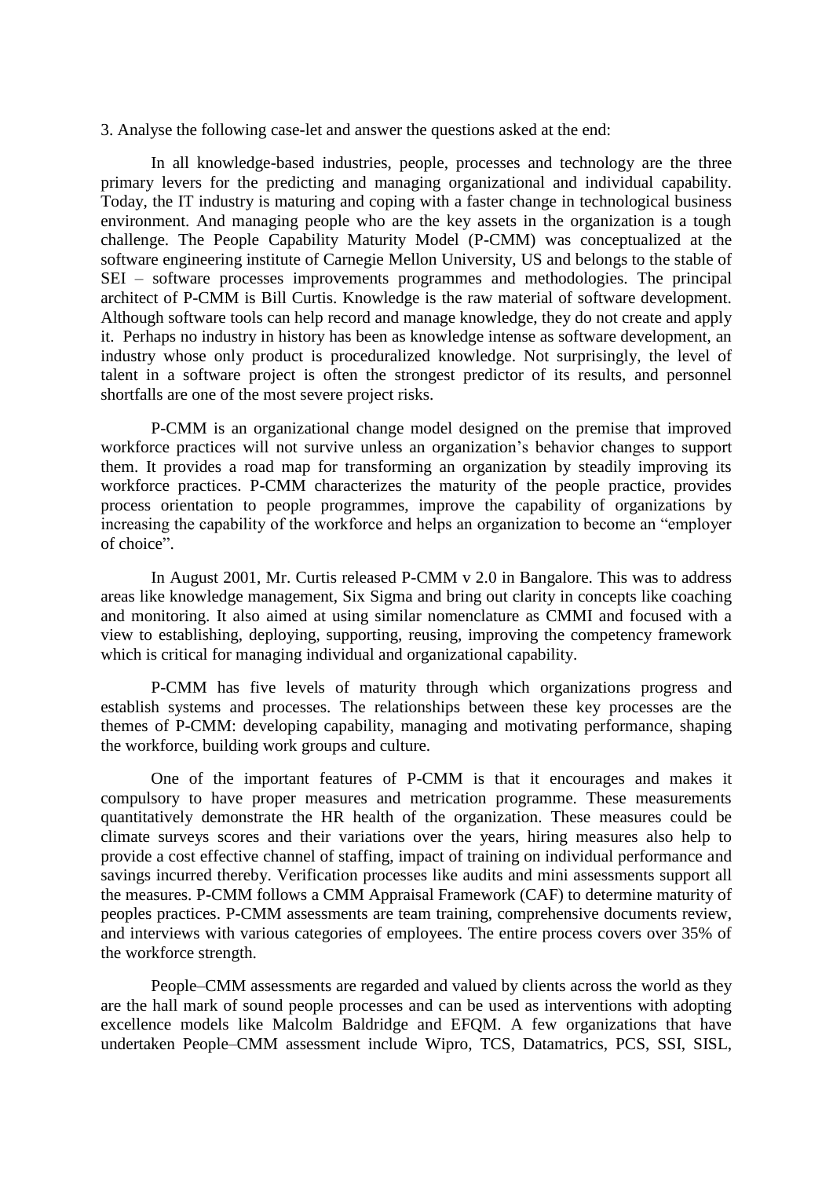3. Analyse the following case-let and answer the questions asked at the end:

In all knowledge-based industries, people, processes and technology are the three primary levers for the predicting and managing organizational and individual capability. Today, the IT industry is maturing and coping with a faster change in technological business environment. And managing people who are the key assets in the organization is a tough challenge. The People Capability Maturity Model (P-CMM) was conceptualized at the software engineering institute of Carnegie Mellon University, US and belongs to the stable of SEI – software processes improvements programmes and methodologies. The principal architect of P-CMM is Bill Curtis. Knowledge is the raw material of software development. Although software tools can help record and manage knowledge, they do not create and apply it. Perhaps no industry in history has been as knowledge intense as software development, an industry whose only product is proceduralized knowledge. Not surprisingly, the level of talent in a software project is often the strongest predictor of its results, and personnel shortfalls are one of the most severe project risks.

P-CMM is an organizational change model designed on the premise that improved workforce practices will not survive unless an organization's behavior changes to support them. It provides a road map for transforming an organization by steadily improving its workforce practices. P-CMM characterizes the maturity of the people practice, provides process orientation to people programmes, improve the capability of organizations by increasing the capability of the workforce and helps an organization to become an "employer of choice".

In August 2001, Mr. Curtis released P-CMM v 2.0 in Bangalore. This was to address areas like knowledge management, Six Sigma and bring out clarity in concepts like coaching and monitoring. It also aimed at using similar nomenclature as CMMI and focused with a view to establishing, deploying, supporting, reusing, improving the competency framework which is critical for managing individual and organizational capability.

P-CMM has five levels of maturity through which organizations progress and establish systems and processes. The relationships between these key processes are the themes of P-CMM: developing capability, managing and motivating performance, shaping the workforce, building work groups and culture.

One of the important features of P-CMM is that it encourages and makes it compulsory to have proper measures and metrication programme. These measurements quantitatively demonstrate the HR health of the organization. These measures could be climate surveys scores and their variations over the years, hiring measures also help to provide a cost effective channel of staffing, impact of training on individual performance and savings incurred thereby. Verification processes like audits and mini assessments support all the measures. P-CMM follows a CMM Appraisal Framework (CAF) to determine maturity of peoples practices. P-CMM assessments are team training, comprehensive documents review, and interviews with various categories of employees. The entire process covers over 35% of the workforce strength.

People–CMM assessments are regarded and valued by clients across the world as they are the hall mark of sound people processes and can be used as interventions with adopting excellence models like Malcolm Baldridge and EFQM. A few organizations that have undertaken People–CMM assessment include Wipro, TCS, Datamatrics, PCS, SSI, SISL,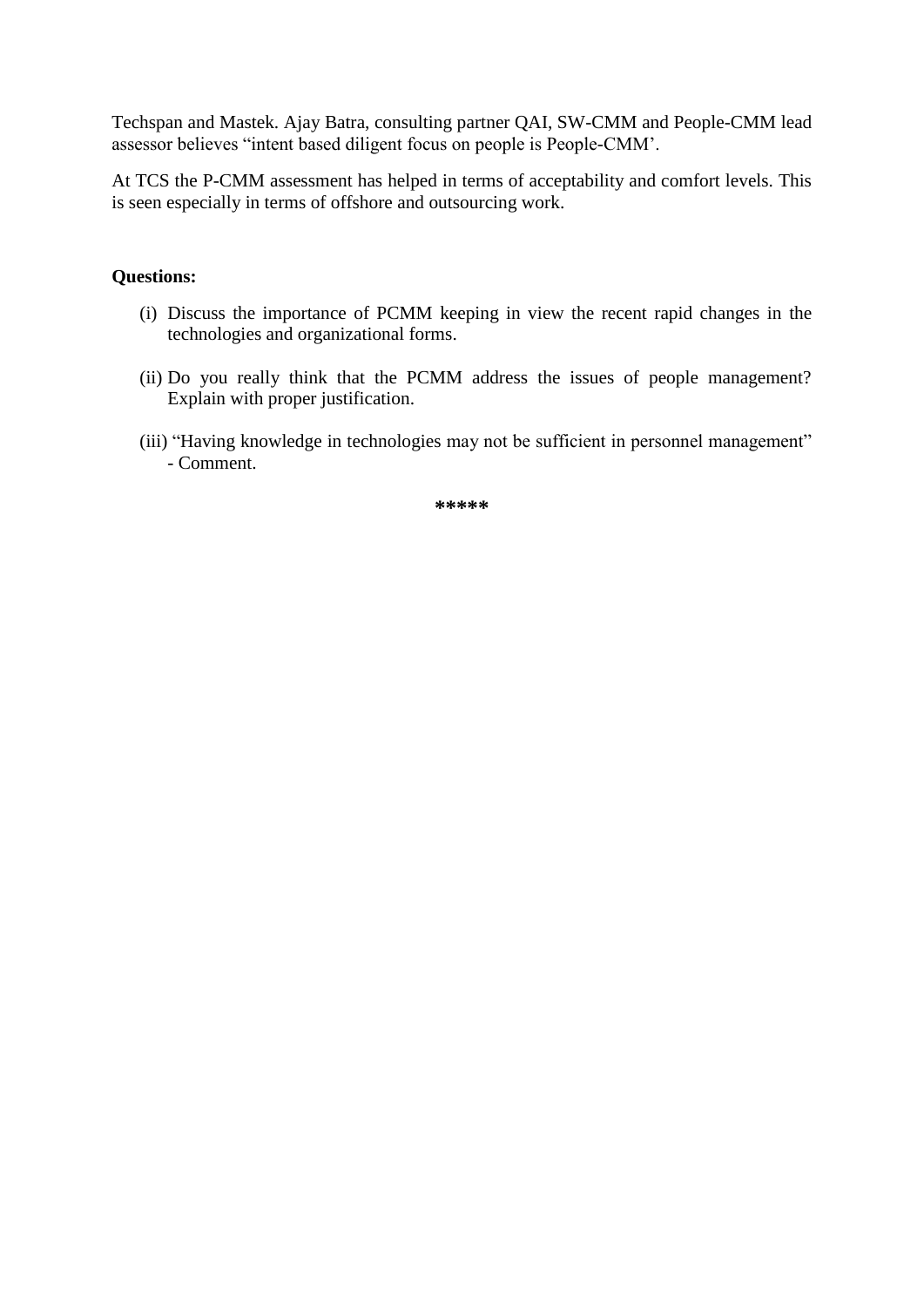Techspan and Mastek. Ajay Batra, consulting partner QAI, SW-CMM and People-CMM lead assessor believes "intent based diligent focus on people is People-CMM'.

At TCS the P-CMM assessment has helped in terms of acceptability and comfort levels. This is seen especially in terms of offshore and outsourcing work.

**Questions:**

(i) Discuss the importance of PCMM keeping in view the recent rapid changes in the technologies and organizational forms.

(ii) Do you really think that the PCMM address the issues of people management? Explain with proper justification.

(iii) "Having knowledge in technologies may not be sufficient in personnel management" - Comment.

*****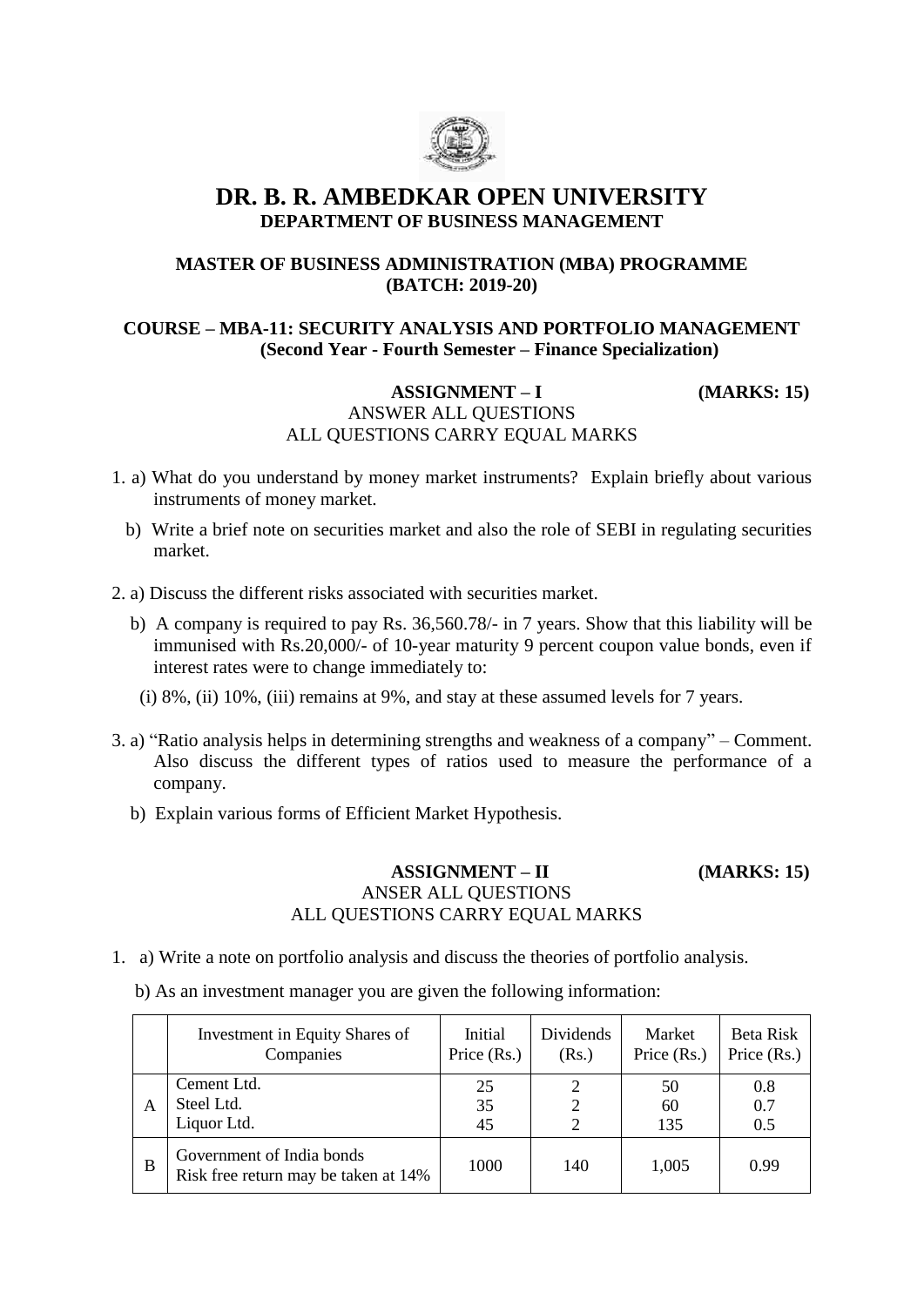# DR. B. R. AMBEDKAR OPEN UNIVERSITY

## DEPARTMENT OF BUSINESS MANAGEMENT

### MASTER OF BUSINESS ADMINISTRATION (MBA) PROGRAMME (BATCH: 2019-20)

### COURSE – MBA-11: SECURITY ANALYSIS AND PORTFOLIO MANAGEMENT (Second Year - Fourth Semester – Finance Specialization)

**ASSIGNMENT – I** **(MARKS: 15)**

ANSWER ALL QUESTIONS
ALL QUESTIONS CARRY EQUAL MARKS

1. a) What do you understand by money market instruments? Explain briefly about various instruments of money market.

   b) Write a brief note on securities market and also the role of SEBI in regulating securities market.

2. a) Discuss the different risks associated with securities market.

   b) A company is required to pay Rs. 36,560.78/- in 7 years. Show that this liability will be immunised with Rs.20,000/- of 10-year maturity 9 percent coupon value bonds, even if interest rates were to change immediately to:

   (i) 8%, (ii) 10%, (iii) remains at 9%, and stay at these assumed levels for 7 years.

3. a) "Ratio analysis helps in determining strengths and weakness of a company" – Comment. Also discuss the different types of ratios used to measure the performance of a company.

   b) Explain various forms of Efficient Market Hypothesis.

**ASSIGNMENT – II** **(MARKS: 15)**

ANSER ALL QUESTIONS
ALL QUESTIONS CARRY EQUAL MARKS

1. a) Write a note on portfolio analysis and discuss the theories of portfolio analysis.

   b) As an investment manager you are given the following information:

| | Investment in Equity Shares of Companies | Initial Price (Rs.) | Dividends (Rs.) | Market Price (Rs.) | Beta Risk Price (Rs.) |
|---|---|---|---|---|---|
| A | Cement Ltd.<br>Steel Ltd.<br>Liquor Ltd. | 25<br>35<br>45 | 2<br>2<br>2 | 50<br>60<br>135 | 0.8<br>0.7<br>0.5 |
| B | Government of India bonds<br>Risk free return may be taken at 14% | 1000 | 140 | 1,005 | 0.99 |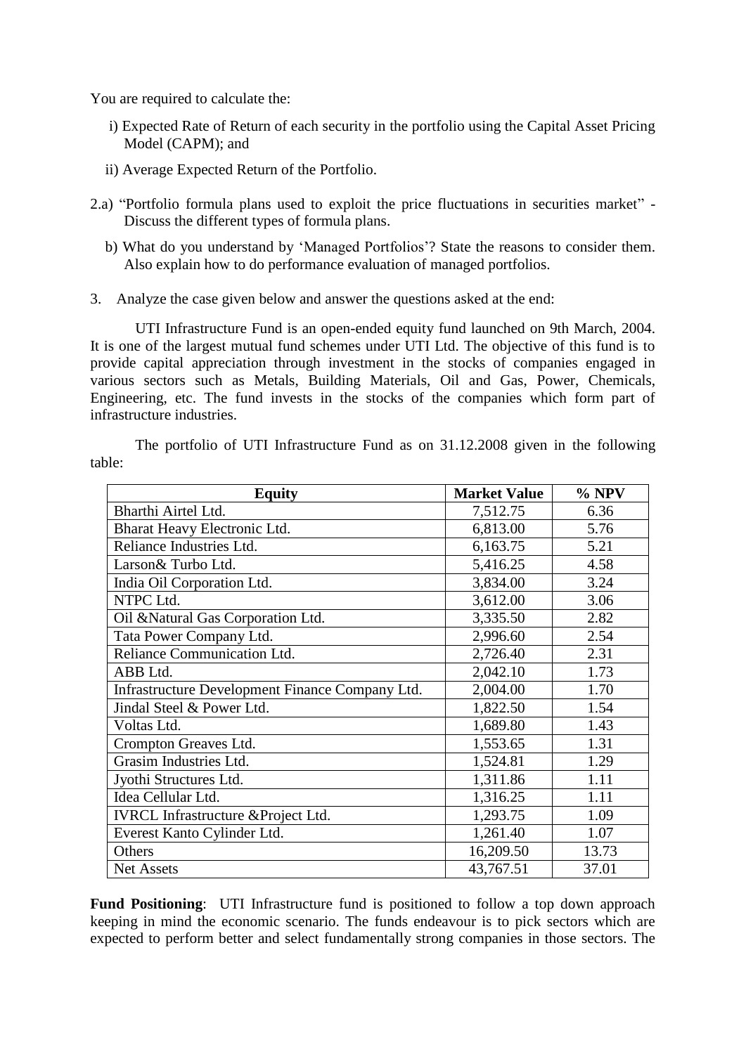You are required to calculate the:

i) Expected Rate of Return of each security in the portfolio using the Capital Asset Pricing Model (CAPM); and

ii) Average Expected Return of the Portfolio.

2.a) "Portfolio formula plans used to exploit the price fluctuations in securities market" - Discuss the different types of formula plans.

b) What do you understand by 'Managed Portfolios'? State the reasons to consider them. Also explain how to do performance evaluation of managed portfolios.

3. Analyze the case given below and answer the questions asked at the end:

UTI Infrastructure Fund is an open-ended equity fund launched on 9th March, 2004. It is one of the largest mutual fund schemes under UTI Ltd. The objective of this fund is to provide capital appreciation through investment in the stocks of companies engaged in various sectors such as Metals, Building Materials, Oil and Gas, Power, Chemicals, Engineering, etc. The fund invests in the stocks of the companies which form part of infrastructure industries.

The portfolio of UTI Infrastructure Fund as on 31.12.2008 given in the following table:

| Equity | Market Value | % NPV |
|---|---|---|
| Bharthi Airtel Ltd. | 7,512.75 | 6.36 |
| Bharat Heavy Electronic Ltd. | 6,813.00 | 5.76 |
| Reliance Industries Ltd. | 6,163.75 | 5.21 |
| Larson& Turbo Ltd. | 5,416.25 | 4.58 |
| India Oil Corporation Ltd. | 3,834.00 | 3.24 |
| NTPC Ltd. | 3,612.00 | 3.06 |
| Oil &Natural Gas Corporation Ltd. | 3,335.50 | 2.82 |
| Tata Power Company Ltd. | 2,996.60 | 2.54 |
| Reliance Communication Ltd. | 2,726.40 | 2.31 |
| ABB Ltd. | 2,042.10 | 1.73 |
| Infrastructure Development Finance Company Ltd. | 2,004.00 | 1.70 |
| Jindal Steel & Power Ltd. | 1,822.50 | 1.54 |
| Voltas Ltd. | 1,689.80 | 1.43 |
| Crompton Greaves Ltd. | 1,553.65 | 1.31 |
| Grasim Industries Ltd. | 1,524.81 | 1.29 |
| Jyothi Structures Ltd. | 1,311.86 | 1.11 |
| Idea Cellular Ltd. | 1,316.25 | 1.11 |
| IVRCL Infrastructure &Project Ltd. | 1,293.75 | 1.09 |
| Everest Kanto Cylinder Ltd. | 1,261.40 | 1.07 |
| Others | 16,209.50 | 13.73 |
| Net Assets | 43,767.51 | 37.01 |

**Fund Positioning**: UTI Infrastructure fund is positioned to follow a top down approach keeping in mind the economic scenario. The funds endeavour is to pick sectors which are expected to perform better and select fundamentally strong companies in those sectors. The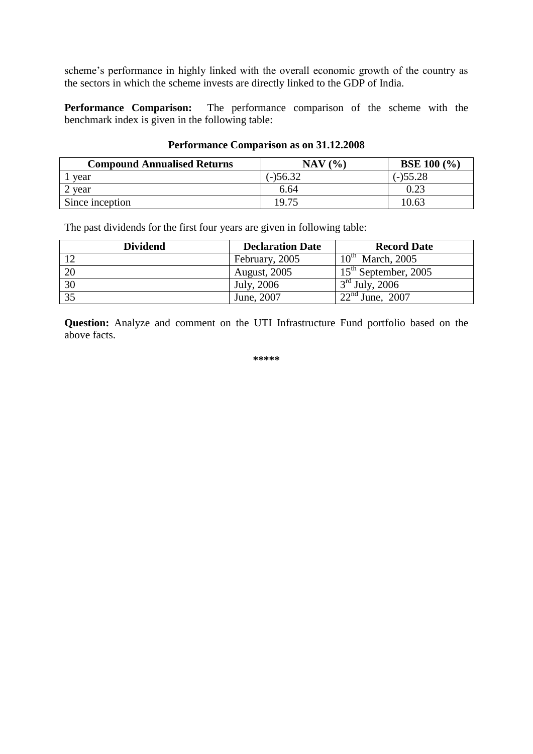scheme's performance in highly linked with the overall economic growth of the country as the sectors in which the scheme invests are directly linked to the GDP of India.

**Performance Comparison:** The performance comparison of the scheme with the benchmark index is given in the following table:

**Performance Comparison as on 31.12.2008**

| Compound Annualised Returns | NAV (%) | BSE 100 (%) |
|---|---|---|
| 1 year | (-)56.32 | (-)55.28 |
| 2 year | 6.64 | 0.23 |
| Since inception | 19.75 | 10.63 |

The past dividends for the first four years are given in following table:

| Dividend | Declaration Date | Record Date |
|---|---|---|
| 12 | February, 2005 | 10th March, 2005 |
| 20 | August, 2005 | 15th September, 2005 |
| 30 | July, 2006 | 3rd July, 2006 |
| 35 | June, 2007 | 22nd June, 2007 |

**Question:** Analyze and comment on the UTI Infrastructure Fund portfolio based on the above facts.

*****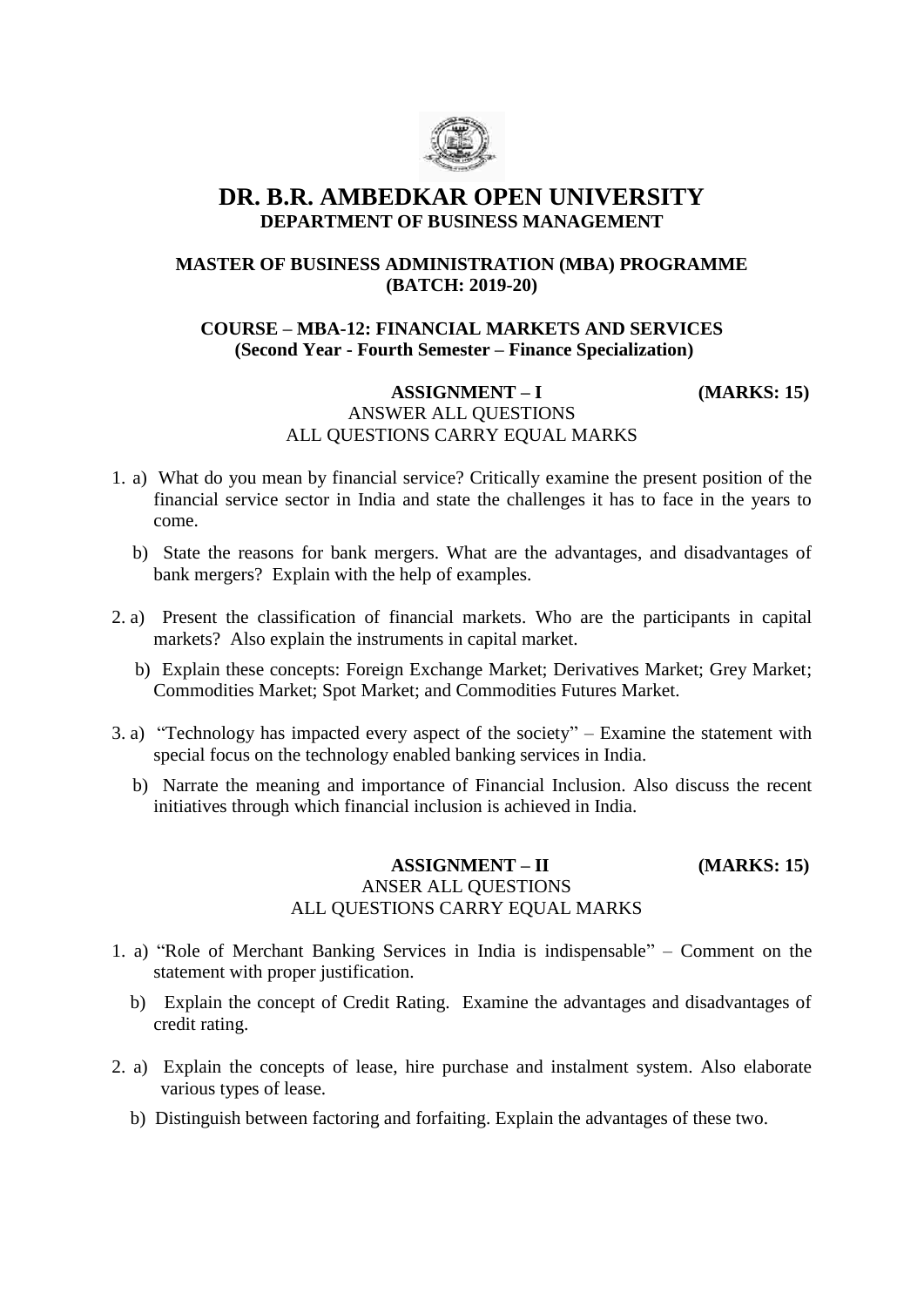# DR. B.R. AMBEDKAR OPEN UNIVERSITY

## DEPARTMENT OF BUSINESS MANAGEMENT

### MASTER OF BUSINESS ADMINISTRATION (MBA) PROGRAMME (BATCH: 2019-20)

### COURSE – MBA-12: FINANCIAL MARKETS AND SERVICES (Second Year - Fourth Semester – Finance Specialization)

**ASSIGNMENT – I** **(MARKS: 15)**

ANSWER ALL QUESTIONS
ALL QUESTIONS CARRY EQUAL MARKS

1. a) What do you mean by financial service? Critically examine the present position of the financial service sector in India and state the challenges it has to face in the years to come.

   b) State the reasons for bank mergers. What are the advantages, and disadvantages of bank mergers? Explain with the help of examples.

2. a) Present the classification of financial markets. Who are the participants in capital markets? Also explain the instruments in capital market.

   b) Explain these concepts: Foreign Exchange Market; Derivatives Market; Grey Market; Commodities Market; Spot Market; and Commodities Futures Market.

3. a) "Technology has impacted every aspect of the society" – Examine the statement with special focus on the technology enabled banking services in India.

   b) Narrate the meaning and importance of Financial Inclusion. Also discuss the recent initiatives through which financial inclusion is achieved in India.

**ASSIGNMENT – II** **(MARKS: 15)**

ANSER ALL QUESTIONS
ALL QUESTIONS CARRY EQUAL MARKS

1. a) "Role of Merchant Banking Services in India is indispensable" – Comment on the statement with proper justification.

   b) Explain the concept of Credit Rating. Examine the advantages and disadvantages of credit rating.

2. a) Explain the concepts of lease, hire purchase and instalment system. Also elaborate various types of lease.

   b) Distinguish between factoring and forfaiting. Explain the advantages of these two.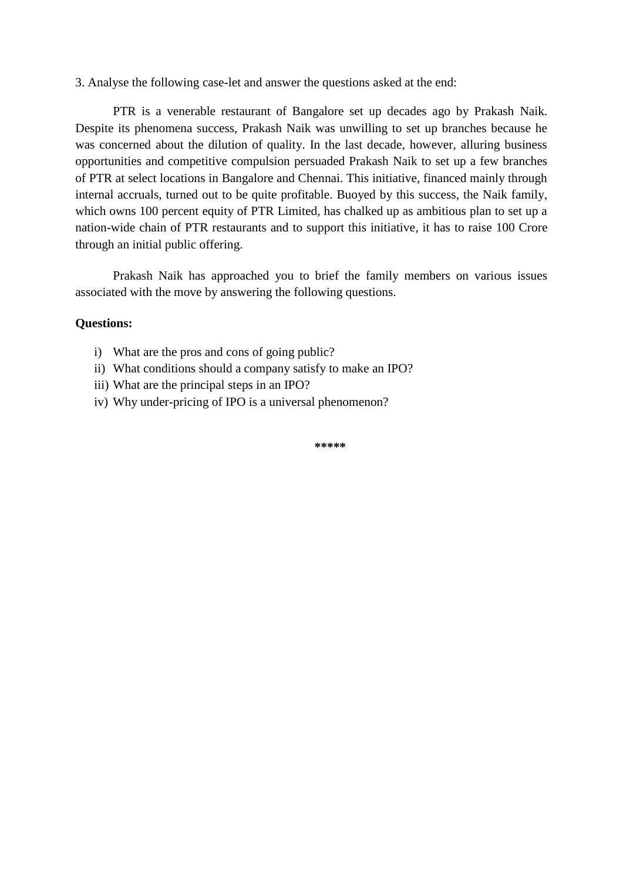3. Analyse the following case-let and answer the questions asked at the end:

PTR is a venerable restaurant of Bangalore set up decades ago by Prakash Naik. Despite its phenomena success, Prakash Naik was unwilling to set up branches because he was concerned about the dilution of quality. In the last decade, however, alluring business opportunities and competitive compulsion persuaded Prakash Naik to set up a few branches of PTR at select locations in Bangalore and Chennai. This initiative, financed mainly through internal accruals, turned out to be quite profitable. Buoyed by this success, the Naik family, which owns 100 percent equity of PTR Limited, has chalked up as ambitious plan to set up a nation-wide chain of PTR restaurants and to support this initiative, it has to raise 100 Crore through an initial public offering.

Prakash Naik has approached you to brief the family members on various issues associated with the move by answering the following questions.

**Questions:**

i) What are the pros and cons of going public?
ii) What conditions should a company satisfy to make an IPO?
iii) What are the principal steps in an IPO?
iv) Why under-pricing of IPO is a universal phenomenon?

*****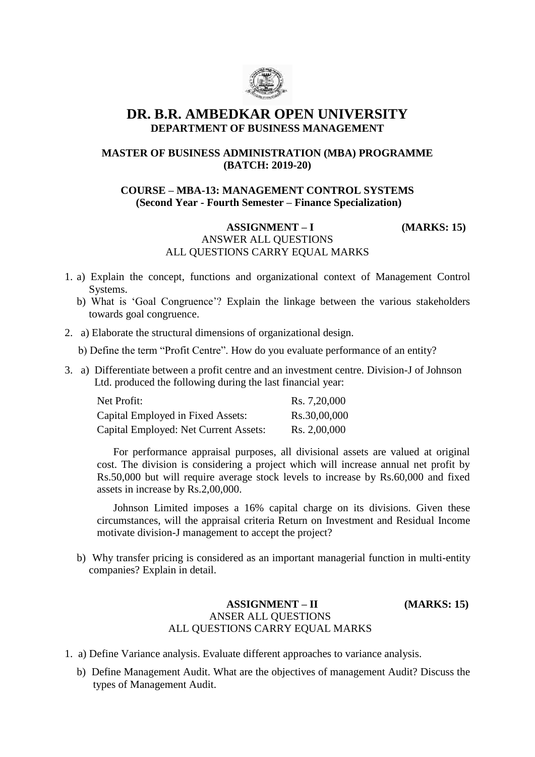# DR. B.R. AMBEDKAR OPEN UNIVERSITY

## DEPARTMENT OF BUSINESS MANAGEMENT

### MASTER OF BUSINESS ADMINISTRATION (MBA) PROGRAMME (BATCH: 2019-20)

### COURSE – MBA-13: MANAGEMENT CONTROL SYSTEMS (Second Year - Fourth Semester – Finance Specialization)

**ASSIGNMENT – I** **(MARKS: 15)**

ANSWER ALL QUESTIONS

ALL QUESTIONS CARRY EQUAL MARKS

1. a) Explain the concept, functions and organizational context of Management Control Systems.

   b) What is 'Goal Congruence'? Explain the linkage between the various stakeholders towards goal congruence.

2. a) Elaborate the structural dimensions of organizational design.

   b) Define the term "Profit Centre". How do you evaluate performance of an entity?

3. a) Differentiate between a profit centre and an investment centre. Division-J of Johnson Ltd. produced the following during the last financial year:

| | |
|---|---|
| Net Profit: | Rs. 7,20,000 |
| Capital Employed in Fixed Assets: | Rs.30,00,000 |
| Capital Employed: Net Current Assets: | Rs. 2,00,000 |

   For performance appraisal purposes, all divisional assets are valued at original cost. The division is considering a project which will increase annual net profit by Rs.50,000 but will require average stock levels to increase by Rs.60,000 and fixed assets in increase by Rs.2,00,000.

   Johnson Limited imposes a 16% capital charge on its divisions. Given these circumstances, will the appraisal criteria Return on Investment and Residual Income motivate division-J management to accept the project?

   b) Why transfer pricing is considered as an important managerial function in multi-entity companies? Explain in detail.

**ASSIGNMENT – II** **(MARKS: 15)**

ANSER ALL QUESTIONS

ALL QUESTIONS CARRY EQUAL MARKS

1. a) Define Variance analysis. Evaluate different approaches to variance analysis.

   b) Define Management Audit. What are the objectives of management Audit? Discuss the types of Management Audit.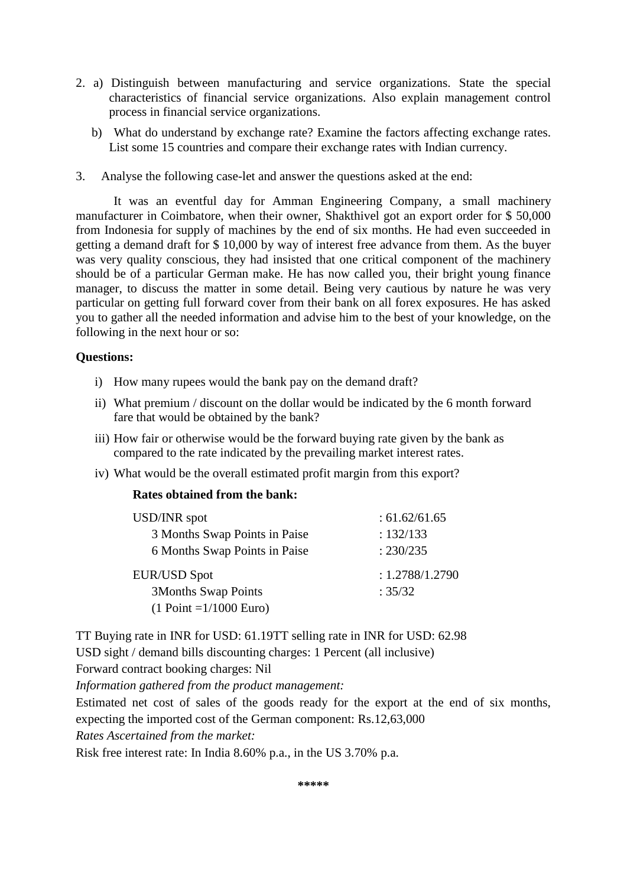2. a) Distinguish between manufacturing and service organizations. State the special characteristics of financial service organizations. Also explain management control process in financial service organizations.

   b) What do understand by exchange rate? Examine the factors affecting exchange rates. List some 15 countries and compare their exchange rates with Indian currency.

3. Analyse the following case-let and answer the questions asked at the end:

   It was an eventful day for Amman Engineering Company, a small machinery manufacturer in Coimbatore, when their owner, Shakthivel got an export order for $ 50,000 from Indonesia for supply of machines by the end of six months. He had even succeeded in getting a demand draft for $ 10,000 by way of interest free advance from them. As the buyer was very quality conscious, they had insisted that one critical component of the machinery should be of a particular German make. He has now called you, their bright young finance manager, to discuss the matter in some detail. Being very cautious by nature he was very particular on getting full forward cover from their bank on all forex exposures. He has asked you to gather all the needed information and advise him to the best of your knowledge, on the following in the next hour or so:

**Questions:**

i) How many rupees would the bank pay on the demand draft?

ii) What premium / discount on the dollar would be indicated by the 6 month forward fare that would be obtained by the bank?

iii) How fair or otherwise would be the forward buying rate given by the bank as compared to the rate indicated by the prevailing market interest rates.

iv) What would be the overall estimated profit margin from this export?

**Rates obtained from the bank:**

| | |
|---|---|
| USD/INR spot | : 61.62/61.65 |
| 3 Months Swap Points in Paise | : 132/133 |
| 6 Months Swap Points in Paise | : 230/235 |
| EUR/USD Spot | : 1.2788/1.2790 |
| 3Months Swap Points | : 35/32 |
| (1 Point =1/1000 Euro) | |

TT Buying rate in INR for USD: 61.19TT selling rate in INR for USD: 62.98

USD sight / demand bills discounting charges: 1 Percent (all inclusive)

Forward contract booking charges: Nil

*Information gathered from the product management:*

Estimated net cost of sales of the goods ready for the export at the end of six months, expecting the imported cost of the German component: Rs.12,63,000

*Rates Ascertained from the market:*

Risk free interest rate: In India 8.60% p.a., in the US 3.70% p.a.

*****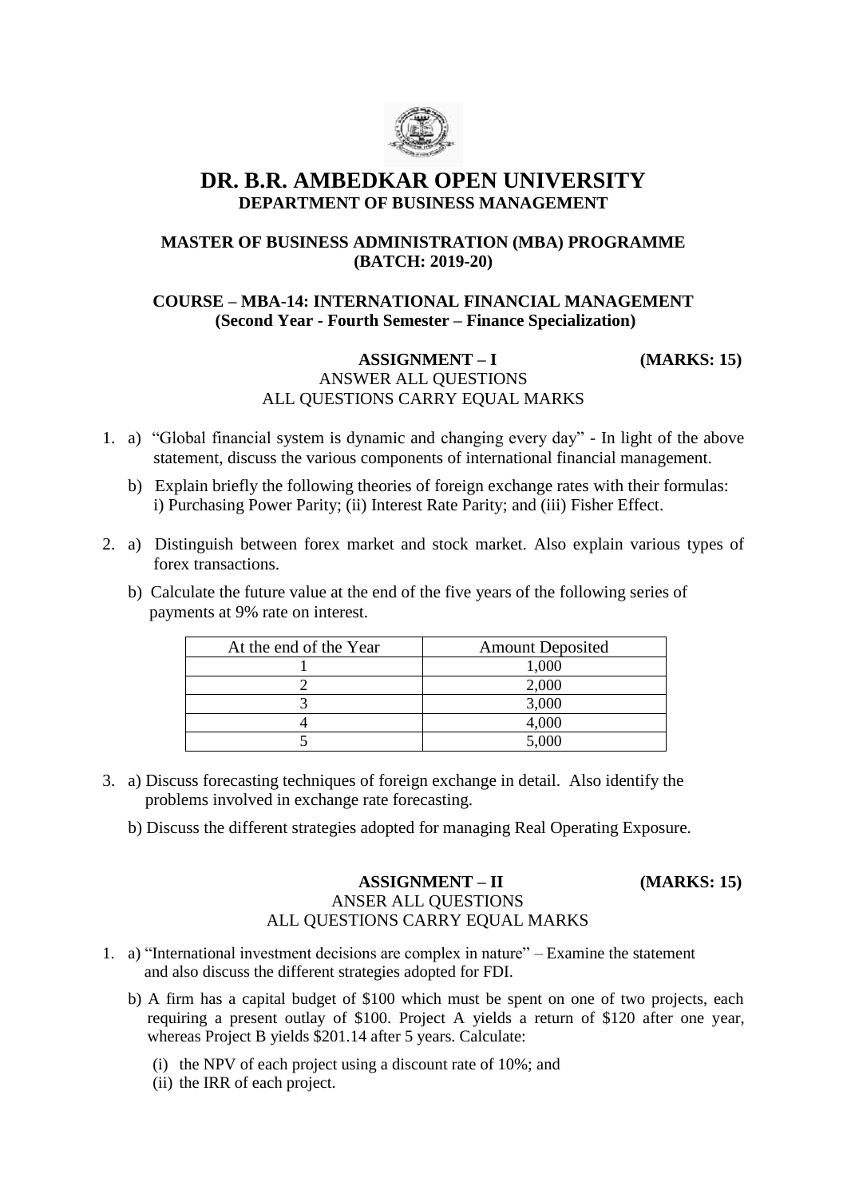# DR. B.R. AMBEDKAR OPEN UNIVERSITY

## DEPARTMENT OF BUSINESS MANAGEMENT

### MASTER OF BUSINESS ADMINISTRATION (MBA) PROGRAMME (BATCH: 2019-20)

### COURSE – MBA-14: INTERNATIONAL FINANCIAL MANAGEMENT (Second Year - Fourth Semester – Finance Specialization)

**ASSIGNMENT – I** **(MARKS: 15)**

ANSWER ALL QUESTIONS

ALL QUESTIONS CARRY EQUAL MARKS

1. a) "Global financial system is dynamic and changing every day" - In light of the above statement, discuss the various components of international financial management.

   b) Explain briefly the following theories of foreign exchange rates with their formulas: i) Purchasing Power Parity; (ii) Interest Rate Parity; and (iii) Fisher Effect.

2. a) Distinguish between forex market and stock market. Also explain various types of forex transactions.

   b) Calculate the future value at the end of the five years of the following series of payments at 9% rate on interest.

| At the end of the Year | Amount Deposited |
|---|---|
| 1 | 1,000 |
| 2 | 2,000 |
| 3 | 3,000 |
| 4 | 4,000 |
| 5 | 5,000 |

3. a) Discuss forecasting techniques of foreign exchange in detail. Also identify the problems involved in exchange rate forecasting.

   b) Discuss the different strategies adopted for managing Real Operating Exposure.

**ASSIGNMENT – II** **(MARKS: 15)**

ANSER ALL QUESTIONS

ALL QUESTIONS CARRY EQUAL MARKS

1. a) "International investment decisions are complex in nature" – Examine the statement and also discuss the different strategies adopted for FDI.

   b) A firm has a capital budget of \$100 which must be spent on one of two projects, each requiring a present outlay of \$100. Project A yields a return of \$120 after one year, whereas Project B yields \$201.14 after 5 years. Calculate:

   (i) the NPV of each project using a discount rate of 10%; and

   (ii) the IRR of each project.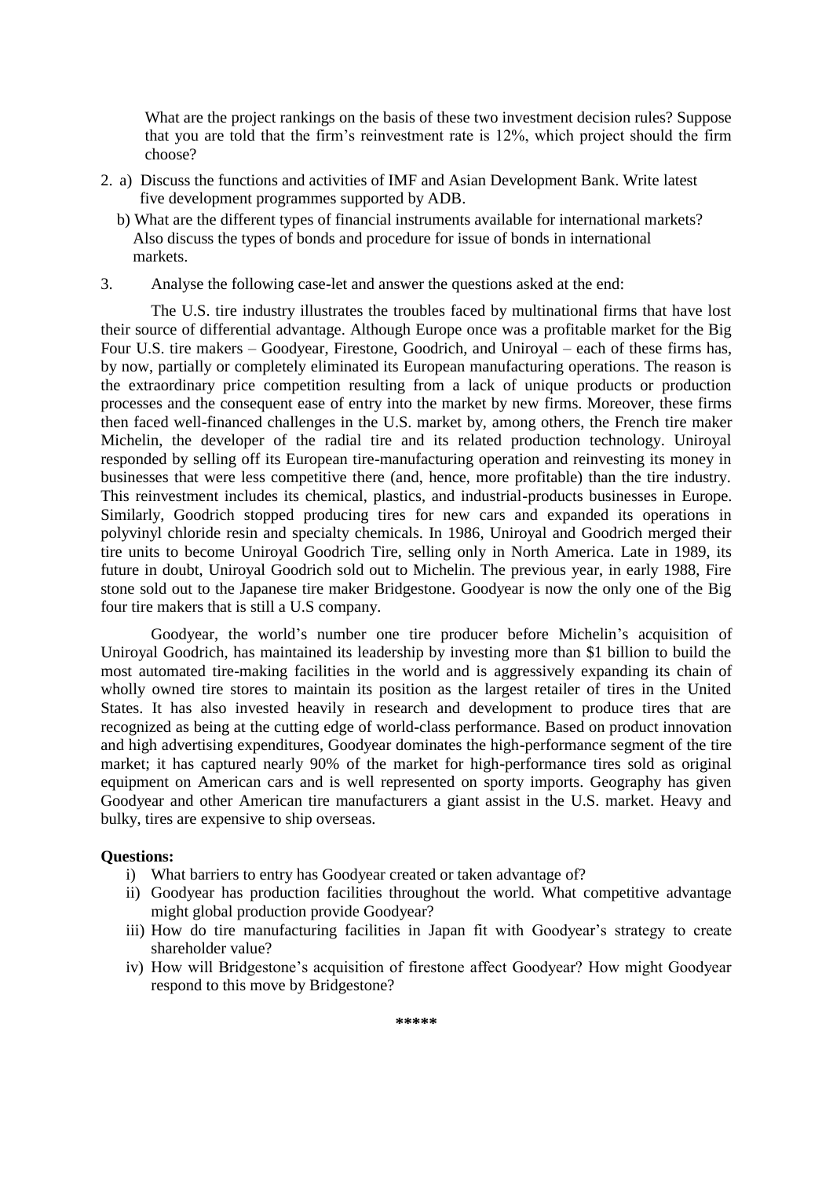What are the project rankings on the basis of these two investment decision rules? Suppose that you are told that the firm's reinvestment rate is 12%, which project should the firm choose?

2. a) Discuss the functions and activities of IMF and Asian Development Bank. Write latest five development programmes supported by ADB.

   b) What are the different types of financial instruments available for international markets? Also discuss the types of bonds and procedure for issue of bonds in international markets.

3. Analyse the following case-let and answer the questions asked at the end:

The U.S. tire industry illustrates the troubles faced by multinational firms that have lost their source of differential advantage. Although Europe once was a profitable market for the Big Four U.S. tire makers – Goodyear, Firestone, Goodrich, and Uniroyal – each of these firms has, by now, partially or completely eliminated its European manufacturing operations. The reason is the extraordinary price competition resulting from a lack of unique products or production processes and the consequent ease of entry into the market by new firms. Moreover, these firms then faced well-financed challenges in the U.S. market by, among others, the French tire maker Michelin, the developer of the radial tire and its related production technology. Uniroyal responded by selling off its European tire-manufacturing operation and reinvesting its money in businesses that were less competitive there (and, hence, more profitable) than the tire industry. This reinvestment includes its chemical, plastics, and industrial-products businesses in Europe. Similarly, Goodrich stopped producing tires for new cars and expanded its operations in polyvinyl chloride resin and specialty chemicals. In 1986, Uniroyal and Goodrich merged their tire units to become Uniroyal Goodrich Tire, selling only in North America. Late in 1989, its future in doubt, Uniroyal Goodrich sold out to Michelin. The previous year, in early 1988, Fire stone sold out to the Japanese tire maker Bridgestone. Goodyear is now the only one of the Big four tire makers that is still a U.S company.

Goodyear, the world's number one tire producer before Michelin's acquisition of Uniroyal Goodrich, has maintained its leadership by investing more than $1 billion to build the most automated tire-making facilities in the world and is aggressively expanding its chain of wholly owned tire stores to maintain its position as the largest retailer of tires in the United States. It has also invested heavily in research and development to produce tires that are recognized as being at the cutting edge of world-class performance. Based on product innovation and high advertising expenditures, Goodyear dominates the high-performance segment of the tire market; it has captured nearly 90% of the market for high-performance tires sold as original equipment on American cars and is well represented on sporty imports. Geography has given Goodyear and other American tire manufacturers a giant assist in the U.S. market. Heavy and bulky, tires are expensive to ship overseas.

**Questions:**

i) What barriers to entry has Goodyear created or taken advantage of?

ii) Goodyear has production facilities throughout the world. What competitive advantage might global production provide Goodyear?

iii) How do tire manufacturing facilities in Japan fit with Goodyear's strategy to create shareholder value?

iv) How will Bridgestone's acquisition of firestone affect Goodyear? How might Goodyear respond to this move by Bridgestone?

*****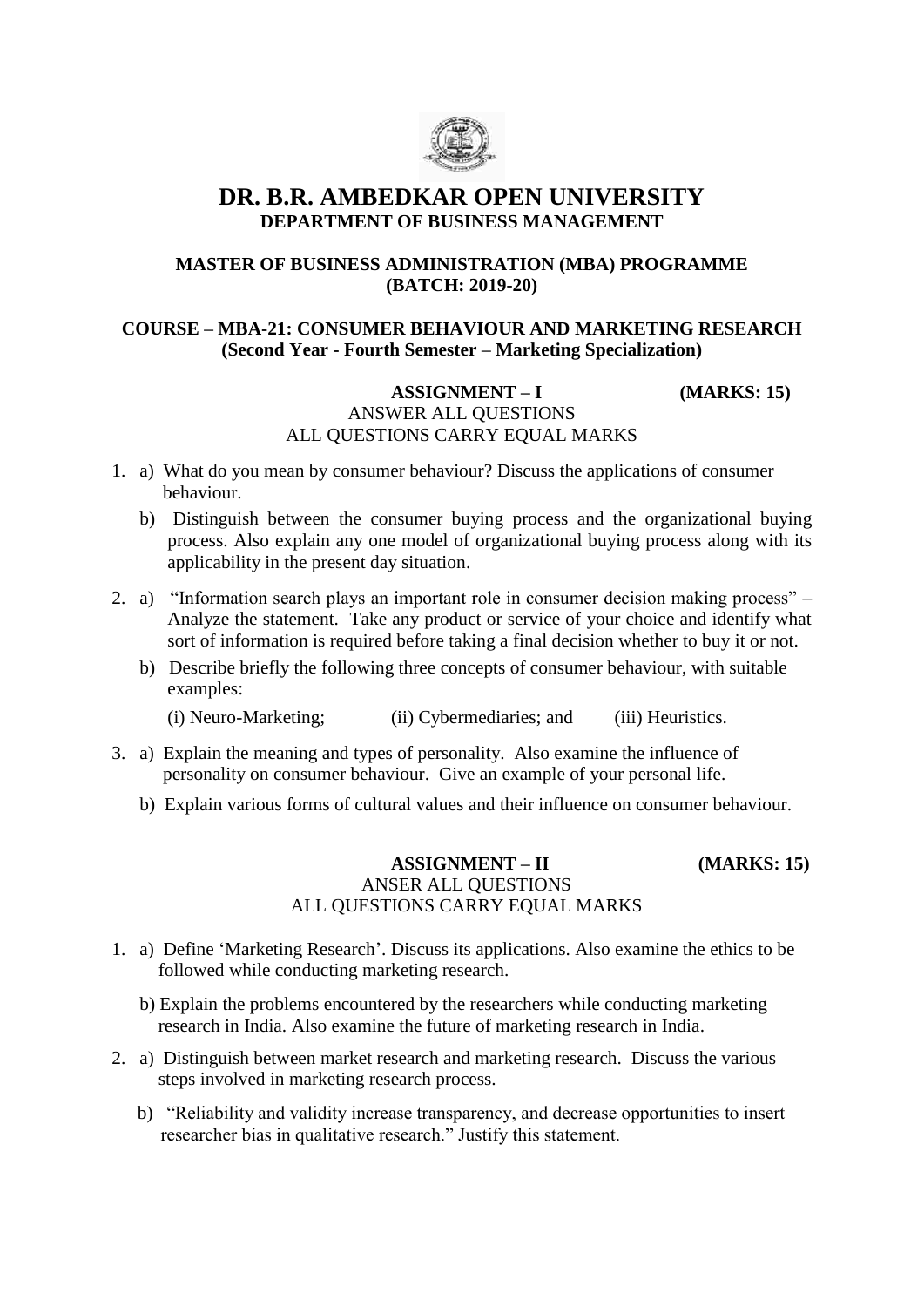# DR. B.R. AMBEDKAR OPEN UNIVERSITY

## DEPARTMENT OF BUSINESS MANAGEMENT

### MASTER OF BUSINESS ADMINISTRATION (MBA) PROGRAMME (BATCH: 2019-20)

### COURSE – MBA-21: CONSUMER BEHAVIOUR AND MARKETING RESEARCH (Second Year - Fourth Semester – Marketing Specialization)

**ASSIGNMENT – I** **(MARKS: 15)**

ANSWER ALL QUESTIONS
ALL QUESTIONS CARRY EQUAL MARKS

1. a) What do you mean by consumer behaviour? Discuss the applications of consumer behaviour.

   b) Distinguish between the consumer buying process and the organizational buying process. Also explain any one model of organizational buying process along with its applicability in the present day situation.

2. a) "Information search plays an important role in consumer decision making process" – Analyze the statement. Take any product or service of your choice and identify what sort of information is required before taking a final decision whether to buy it or not.

   b) Describe briefly the following three concepts of consumer behaviour, with suitable examples:

   (i) Neuro-Marketing; (ii) Cybermediaries; and (iii) Heuristics.

3. a) Explain the meaning and types of personality. Also examine the influence of personality on consumer behaviour. Give an example of your personal life.

   b) Explain various forms of cultural values and their influence on consumer behaviour.

**ASSIGNMENT – II** **(MARKS: 15)**

ANSER ALL QUESTIONS
ALL QUESTIONS CARRY EQUAL MARKS

1. a) Define 'Marketing Research'. Discuss its applications. Also examine the ethics to be followed while conducting marketing research.

   b) Explain the problems encountered by the researchers while conducting marketing research in India. Also examine the future of marketing research in India.

2. a) Distinguish between market research and marketing research. Discuss the various steps involved in marketing research process.

   b) "Reliability and validity increase transparency, and decrease opportunities to insert researcher bias in qualitative research." Justify this statement.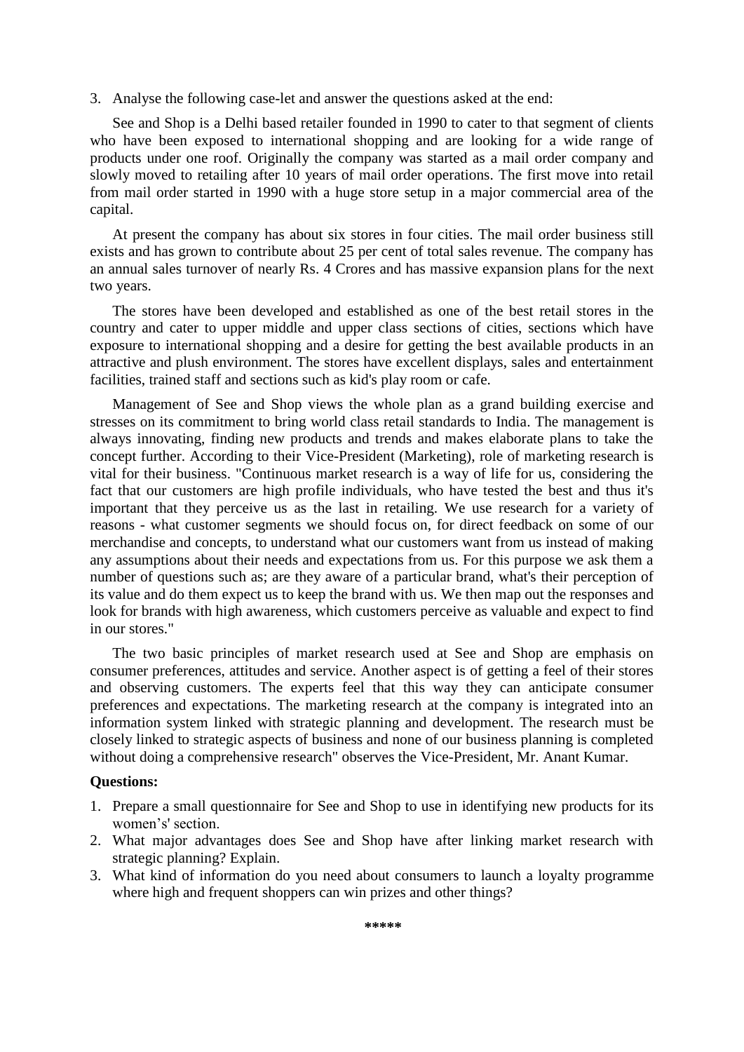3. Analyse the following case-let and answer the questions asked at the end:

See and Shop is a Delhi based retailer founded in 1990 to cater to that segment of clients who have been exposed to international shopping and are looking for a wide range of products under one roof. Originally the company was started as a mail order company and slowly moved to retailing after 10 years of mail order operations. The first move into retail from mail order started in 1990 with a huge store setup in a major commercial area of the capital.

At present the company has about six stores in four cities. The mail order business still exists and has grown to contribute about 25 per cent of total sales revenue. The company has an annual sales turnover of nearly Rs. 4 Crores and has massive expansion plans for the next two years.

The stores have been developed and established as one of the best retail stores in the country and cater to upper middle and upper class sections of cities, sections which have exposure to international shopping and a desire for getting the best available products in an attractive and plush environment. The stores have excellent displays, sales and entertainment facilities, trained staff and sections such as kid's play room or cafe.

Management of See and Shop views the whole plan as a grand building exercise and stresses on its commitment to bring world class retail standards to India. The management is always innovating, finding new products and trends and makes elaborate plans to take the concept further. According to their Vice-President (Marketing), role of marketing research is vital for their business. "Continuous market research is a way of life for us, considering the fact that our customers are high profile individuals, who have tested the best and thus it's important that they perceive us as the last in retailing. We use research for a variety of reasons - what customer segments we should focus on, for direct feedback on some of our merchandise and concepts, to understand what our customers want from us instead of making any assumptions about their needs and expectations from us. For this purpose we ask them a number of questions such as; are they aware of a particular brand, what's their perception of its value and do them expect us to keep the brand with us. We then map out the responses and look for brands with high awareness, which customers perceive as valuable and expect to find in our stores."

The two basic principles of market research used at See and Shop are emphasis on consumer preferences, attitudes and service. Another aspect is of getting a feel of their stores and observing customers. The experts feel that this way they can anticipate consumer preferences and expectations. The marketing research at the company is integrated into an information system linked with strategic planning and development. The research must be closely linked to strategic aspects of business and none of our business planning is completed without doing a comprehensive research" observes the Vice-President, Mr. Anant Kumar.

**Questions:**

1. Prepare a small questionnaire for See and Shop to use in identifying new products for its women's' section.
2. What major advantages does See and Shop have after linking market research with strategic planning? Explain.
3. What kind of information do you need about consumers to launch a loyalty programme where high and frequent shoppers can win prizes and other things?

*****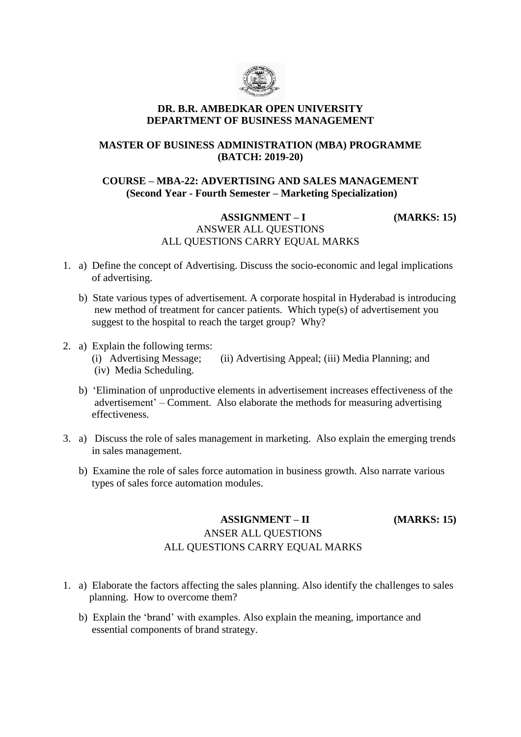**DR. B.R. AMBEDKAR OPEN UNIVERSITY**
**DEPARTMENT OF BUSINESS MANAGEMENT**

**MASTER OF BUSINESS ADMINISTRATION (MBA) PROGRAMME**
**(BATCH: 2019-20)**

**COURSE – MBA-22: ADVERTISING AND SALES MANAGEMENT**
**(Second Year - Fourth Semester – Marketing Specialization)**

**ASSIGNMENT – I** **(MARKS: 15)**

ANSWER ALL QUESTIONS
ALL QUESTIONS CARRY EQUAL MARKS

1. a) Define the concept of Advertising. Discuss the socio-economic and legal implications of advertising.

   b) State various types of advertisement. A corporate hospital in Hyderabad is introducing new method of treatment for cancer patients. Which type(s) of advertisement you suggest to the hospital to reach the target group? Why?

2. a) Explain the following terms:
   (i) Advertising Message; (ii) Advertising Appeal; (iii) Media Planning; and (iv) Media Scheduling.

   b) 'Elimination of unproductive elements in advertisement increases effectiveness of the advertisement' – Comment. Also elaborate the methods for measuring advertising effectiveness.

3. a) Discuss the role of sales management in marketing. Also explain the emerging trends in sales management.

   b) Examine the role of sales force automation in business growth. Also narrate various types of sales force automation modules.

**ASSIGNMENT – II** **(MARKS: 15)**

ANSER ALL QUESTIONS
ALL QUESTIONS CARRY EQUAL MARKS

1. a) Elaborate the factors affecting the sales planning. Also identify the challenges to sales planning. How to overcome them?

   b) Explain the 'brand' with examples. Also explain the meaning, importance and essential components of brand strategy.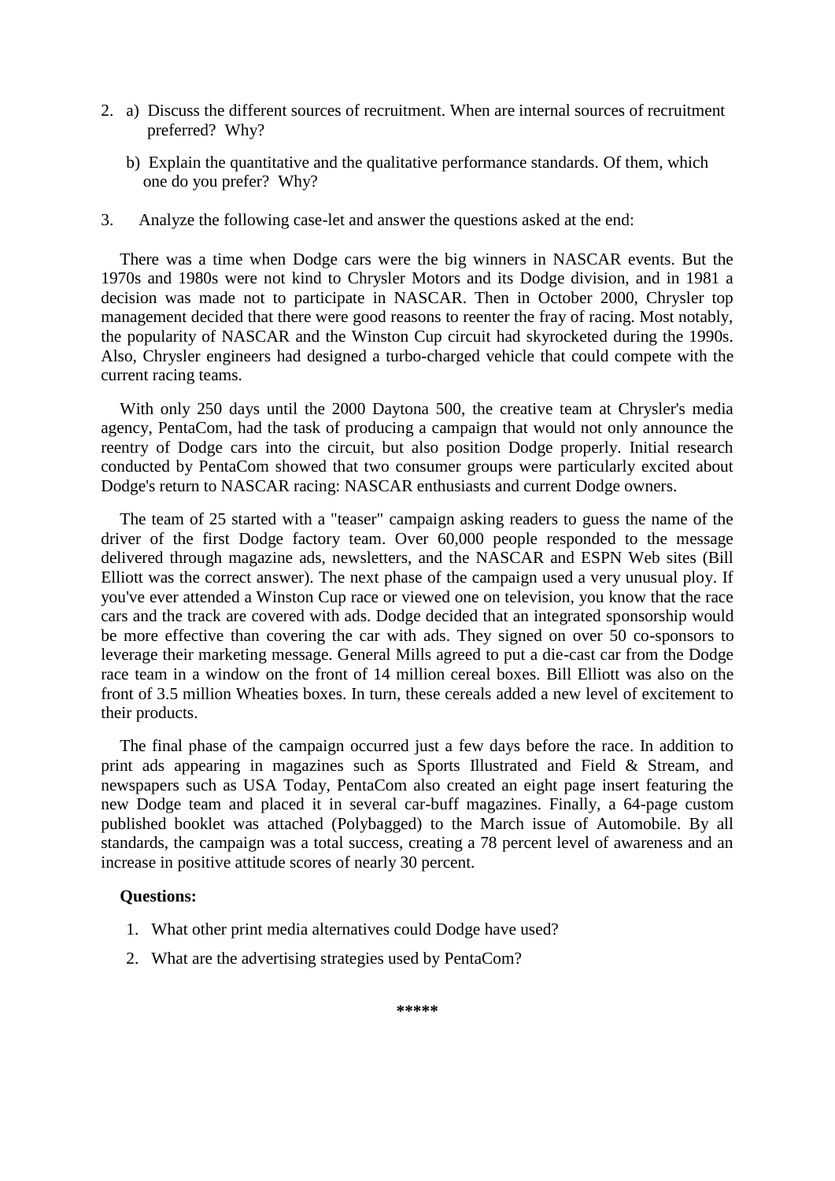2. a) Discuss the different sources of recruitment. When are internal sources of recruitment preferred? Why?

   b) Explain the quantitative and the qualitative performance standards. Of them, which one do you prefer? Why?

3. Analyze the following case-let and answer the questions asked at the end:

There was a time when Dodge cars were the big winners in NASCAR events. But the 1970s and 1980s were not kind to Chrysler Motors and its Dodge division, and in 1981 a decision was made not to participate in NASCAR. Then in October 2000, Chrysler top management decided that there were good reasons to reenter the fray of racing. Most notably, the popularity of NASCAR and the Winston Cup circuit had skyrocketed during the 1990s. Also, Chrysler engineers had designed a turbo-charged vehicle that could compete with the current racing teams.

With only 250 days until the 2000 Daytona 500, the creative team at Chrysler's media agency, PentaCom, had the task of producing a campaign that would not only announce the reentry of Dodge cars into the circuit, but also position Dodge properly. Initial research conducted by PentaCom showed that two consumer groups were particularly excited about Dodge's return to NASCAR racing: NASCAR enthusiasts and current Dodge owners.

The team of 25 started with a "teaser" campaign asking readers to guess the name of the driver of the first Dodge factory team. Over 60,000 people responded to the message delivered through magazine ads, newsletters, and the NASCAR and ESPN Web sites (Bill Elliott was the correct answer). The next phase of the campaign used a very unusual ploy. If you've ever attended a Winston Cup race or viewed one on television, you know that the race cars and the track are covered with ads. Dodge decided that an integrated sponsorship would be more effective than covering the car with ads. They signed on over 50 co-sponsors to leverage their marketing message. General Mills agreed to put a die-cast car from the Dodge race team in a window on the front of 14 million cereal boxes. Bill Elliott was also on the front of 3.5 million Wheaties boxes. In turn, these cereals added a new level of excitement to their products.

The final phase of the campaign occurred just a few days before the race. In addition to print ads appearing in magazines such as Sports Illustrated and Field & Stream, and newspapers such as USA Today, PentaCom also created an eight page insert featuring the new Dodge team and placed it in several car-buff magazines. Finally, a 64-page custom published booklet was attached (Polybagged) to the March issue of Automobile. By all standards, the campaign was a total success, creating a 78 percent level of awareness and an increase in positive attitude scores of nearly 30 percent.

**Questions:**

1. What other print media alternatives could Dodge have used?
2. What are the advertising strategies used by PentaCom?

*****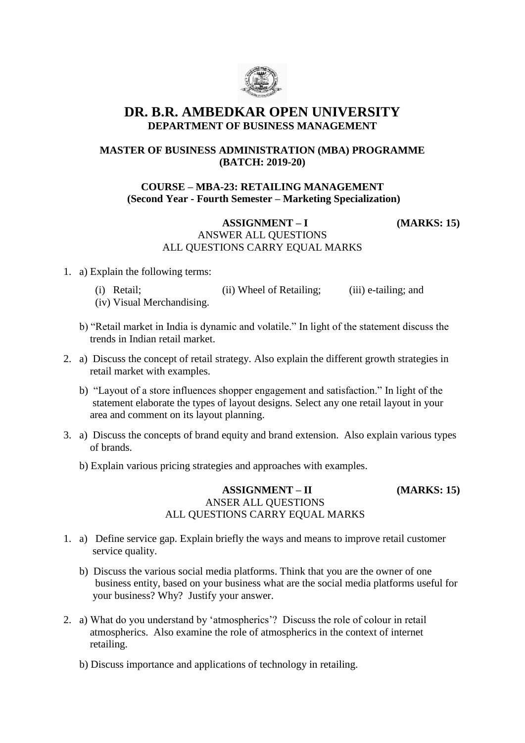# DR. B.R. AMBEDKAR OPEN UNIVERSITY

## DEPARTMENT OF BUSINESS MANAGEMENT

### MASTER OF BUSINESS ADMINISTRATION (MBA) PROGRAMME (BATCH: 2019-20)

### COURSE – MBA-23: RETAILING MANAGEMENT (Second Year - Fourth Semester – Marketing Specialization)

**ASSIGNMENT – I** **(MARKS: 15)**

ANSWER ALL QUESTIONS
ALL QUESTIONS CARRY EQUAL MARKS

1. a) Explain the following terms:

   (i) Retail; (ii) Wheel of Retailing; (iii) e-tailing; and (iv) Visual Merchandising.

   b) "Retail market in India is dynamic and volatile." In light of the statement discuss the trends in Indian retail market.

2. a) Discuss the concept of retail strategy. Also explain the different growth strategies in retail market with examples.

   b) "Layout of a store influences shopper engagement and satisfaction." In light of the statement elaborate the types of layout designs. Select any one retail layout in your area and comment on its layout planning.

3. a) Discuss the concepts of brand equity and brand extension. Also explain various types of brands.

   b) Explain various pricing strategies and approaches with examples.

**ASSIGNMENT – II** **(MARKS: 15)**

ANSER ALL QUESTIONS
ALL QUESTIONS CARRY EQUAL MARKS

1. a) Define service gap. Explain briefly the ways and means to improve retail customer service quality.

   b) Discuss the various social media platforms. Think that you are the owner of one business entity, based on your business what are the social media platforms useful for your business? Why? Justify your answer.

2. a) What do you understand by 'atmospherics'? Discuss the role of colour in retail atmospherics. Also examine the role of atmospherics in the context of internet retailing.

   b) Discuss importance and applications of technology in retailing.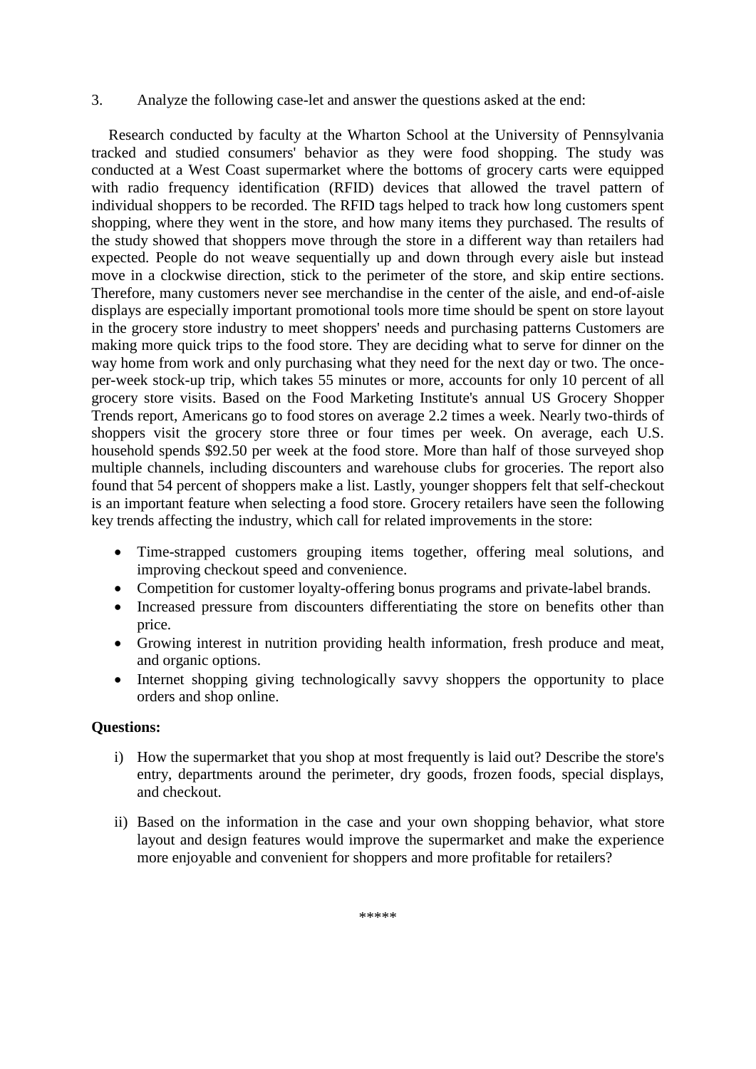3. Analyze the following case-let and answer the questions asked at the end:

Research conducted by faculty at the Wharton School at the University of Pennsylvania tracked and studied consumers' behavior as they were food shopping. The study was conducted at a West Coast supermarket where the bottoms of grocery carts were equipped with radio frequency identification (RFID) devices that allowed the travel pattern of individual shoppers to be recorded. The RFID tags helped to track how long customers spent shopping, where they went in the store, and how many items they purchased. The results of the study showed that shoppers move through the store in a different way than retailers had expected. People do not weave sequentially up and down through every aisle but instead move in a clockwise direction, stick to the perimeter of the store, and skip entire sections. Therefore, many customers never see merchandise in the center of the aisle, and end-of-aisle displays are especially important promotional tools more time should be spent on store layout in the grocery store industry to meet shoppers' needs and purchasing patterns Customers are making more quick trips to the food store. They are deciding what to serve for dinner on the way home from work and only purchasing what they need for the next day or two. The once-per-week stock-up trip, which takes 55 minutes or more, accounts for only 10 percent of all grocery store visits. Based on the Food Marketing Institute's annual US Grocery Shopper Trends report, Americans go to food stores on average 2.2 times a week. Nearly two-thirds of shoppers visit the grocery store three or four times per week. On average, each U.S. household spends $92.50 per week at the food store. More than half of those surveyed shop multiple channels, including discounters and warehouse clubs for groceries. The report also found that 54 percent of shoppers make a list. Lastly, younger shoppers felt that self-checkout is an important feature when selecting a food store. Grocery retailers have seen the following key trends affecting the industry, which call for related improvements in the store:

- Time-strapped customers grouping items together, offering meal solutions, and improving checkout speed and convenience.
- Competition for customer loyalty-offering bonus programs and private-label brands.
- Increased pressure from discounters differentiating the store on benefits other than price.
- Growing interest in nutrition providing health information, fresh produce and meat, and organic options.
- Internet shopping giving technologically savvy shoppers the opportunity to place orders and shop online.

**Questions:**

i) How the supermarket that you shop at most frequently is laid out? Describe the store's entry, departments around the perimeter, dry goods, frozen foods, special displays, and checkout.

ii) Based on the information in the case and your own shopping behavior, what store layout and design features would improve the supermarket and make the experience more enjoyable and convenient for shoppers and more profitable for retailers?

*****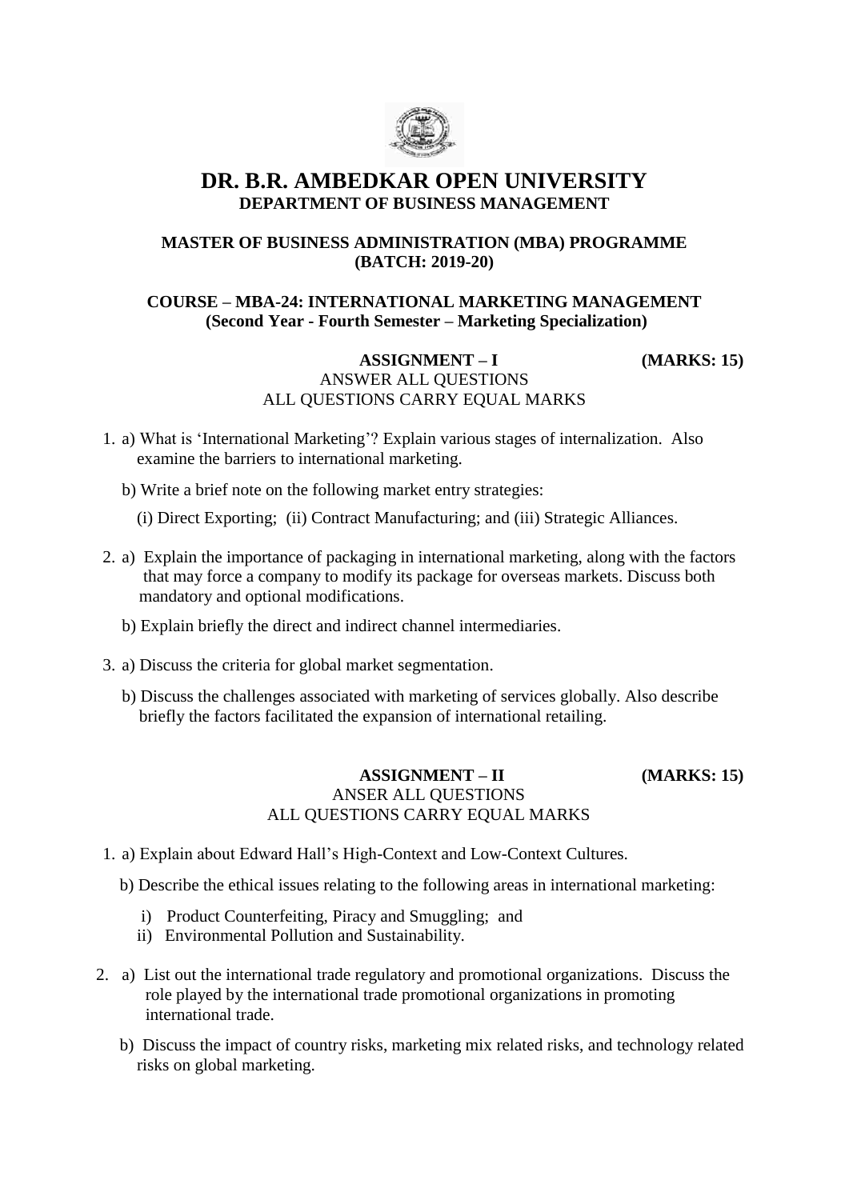# DR. B.R. AMBEDKAR OPEN UNIVERSITY

## DEPARTMENT OF BUSINESS MANAGEMENT

### MASTER OF BUSINESS ADMINISTRATION (MBA) PROGRAMME (BATCH: 2019-20)

### COURSE – MBA-24: INTERNATIONAL MARKETING MANAGEMENT (Second Year - Fourth Semester – Marketing Specialization)

**ASSIGNMENT – I** **(MARKS: 15)**

ANSWER ALL QUESTIONS
ALL QUESTIONS CARRY EQUAL MARKS

1. a) What is 'International Marketing'? Explain various stages of internalization. Also examine the barriers to international marketing.

   b) Write a brief note on the following market entry strategies:

   (i) Direct Exporting; (ii) Contract Manufacturing; and (iii) Strategic Alliances.

2. a) Explain the importance of packaging in international marketing, along with the factors that may force a company to modify its package for overseas markets. Discuss both mandatory and optional modifications.

   b) Explain briefly the direct and indirect channel intermediaries.

3. a) Discuss the criteria for global market segmentation.

   b) Discuss the challenges associated with marketing of services globally. Also describe briefly the factors facilitated the expansion of international retailing.

**ASSIGNMENT – II** **(MARKS: 15)**

ANSER ALL QUESTIONS
ALL QUESTIONS CARRY EQUAL MARKS

1. a) Explain about Edward Hall's High-Context and Low-Context Cultures.

   b) Describe the ethical issues relating to the following areas in international marketing:

   i) Product Counterfeiting, Piracy and Smuggling; and
   ii) Environmental Pollution and Sustainability.

2. a) List out the international trade regulatory and promotional organizations. Discuss the role played by the international trade promotional organizations in promoting international trade.

   b) Discuss the impact of country risks, marketing mix related risks, and technology related risks on global marketing.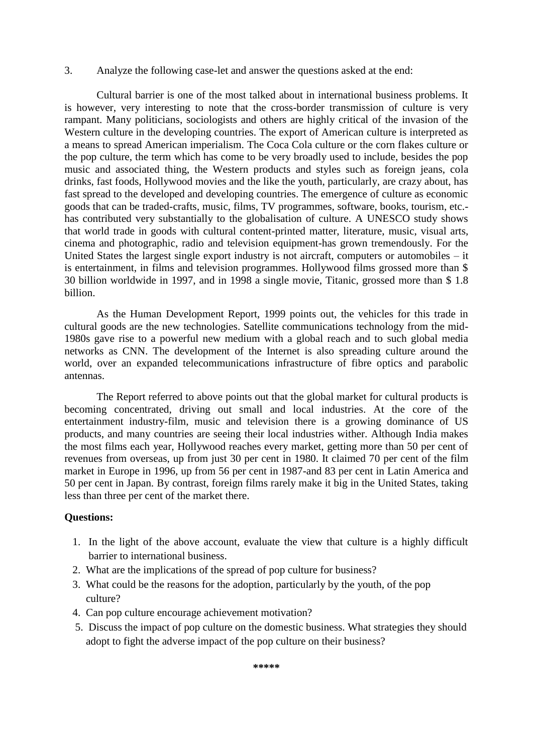3. Analyze the following case-let and answer the questions asked at the end:

Cultural barrier is one of the most talked about in international business problems. It is however, very interesting to note that the cross-border transmission of culture is very rampant. Many politicians, sociologists and others are highly critical of the invasion of the Western culture in the developing countries. The export of American culture is interpreted as a means to spread American imperialism. The Coca Cola culture or the corn flakes culture or the pop culture, the term which has come to be very broadly used to include, besides the pop music and associated thing, the Western products and styles such as foreign jeans, cola drinks, fast foods, Hollywood movies and the like the youth, particularly, are crazy about, has fast spread to the developed and developing countries. The emergence of culture as economic goods that can be traded-crafts, music, films, TV programmes, software, books, tourism, etc.-has contributed very substantially to the globalisation of culture. A UNESCO study shows that world trade in goods with cultural content-printed matter, literature, music, visual arts, cinema and photographic, radio and television equipment-has grown tremendously. For the United States the largest single export industry is not aircraft, computers or automobiles – it is entertainment, in films and television programmes. Hollywood films grossed more than $ 30 billion worldwide in 1997, and in 1998 a single movie, Titanic, grossed more than $ 1.8 billion.

As the Human Development Report, 1999 points out, the vehicles for this trade in cultural goods are the new technologies. Satellite communications technology from the mid-1980s gave rise to a powerful new medium with a global reach and to such global media networks as CNN. The development of the Internet is also spreading culture around the world, over an expanded telecommunications infrastructure of fibre optics and parabolic antennas.

The Report referred to above points out that the global market for cultural products is becoming concentrated, driving out small and local industries. At the core of the entertainment industry-film, music and television there is a growing dominance of US products, and many countries are seeing their local industries wither. Although India makes the most films each year, Hollywood reaches every market, getting more than 50 per cent of revenues from overseas, up from just 30 per cent in 1980. It claimed 70 per cent of the film market in Europe in 1996, up from 56 per cent in 1987-and 83 per cent in Latin America and 50 per cent in Japan. By contrast, foreign films rarely make it big in the United States, taking less than three per cent of the market there.

**Questions:**

1. In the light of the above account, evaluate the view that culture is a highly difficult barrier to international business.
2. What are the implications of the spread of pop culture for business?
3. What could be the reasons for the adoption, particularly by the youth, of the pop culture?
4. Can pop culture encourage achievement motivation?
5. Discuss the impact of pop culture on the domestic business. What strategies they should adopt to fight the adverse impact of the pop culture on their business?

*****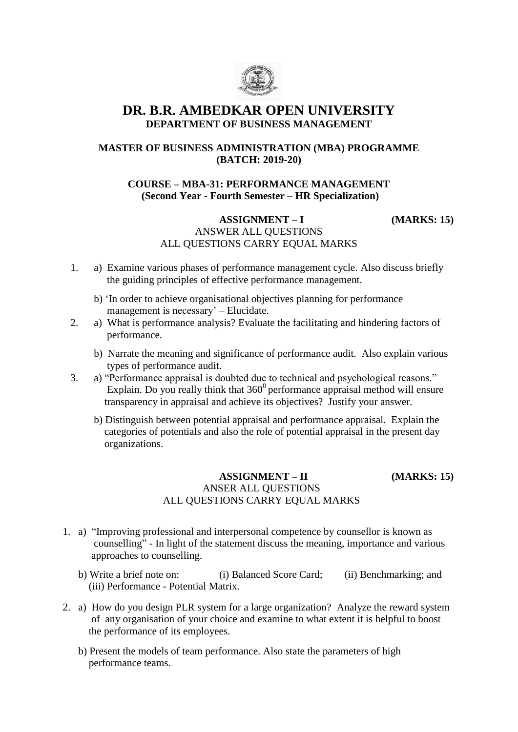# DR. B.R. AMBEDKAR OPEN UNIVERSITY

## DEPARTMENT OF BUSINESS MANAGEMENT

### MASTER OF BUSINESS ADMINISTRATION (MBA) PROGRAMME (BATCH: 2019-20)

### COURSE – MBA-31: PERFORMANCE MANAGEMENT (Second Year - Fourth Semester – HR Specialization)

**ASSIGNMENT – I** **(MARKS: 15)**

ANSWER ALL QUESTIONS
ALL QUESTIONS CARRY EQUAL MARKS

1. a) Examine various phases of performance management cycle. Also discuss briefly the guiding principles of effective performance management.

   b) 'In order to achieve organisational objectives planning for performance management is necessary' – Elucidate.

2. a) What is performance analysis? Evaluate the facilitating and hindering factors of performance.

   b) Narrate the meaning and significance of performance audit. Also explain various types of performance audit.

3. a) "Performance appraisal is doubted due to technical and psychological reasons." Explain. Do you really think that $360^0$ performance appraisal method will ensure transparency in appraisal and achieve its objectives? Justify your answer.

   b) Distinguish between potential appraisal and performance appraisal. Explain the categories of potentials and also the role of potential appraisal in the present day organizations.

**ASSIGNMENT – II** **(MARKS: 15)**

ANSER ALL QUESTIONS
ALL QUESTIONS CARRY EQUAL MARKS

1. a) "Improving professional and interpersonal competence by counsellor is known as counselling" - In light of the statement discuss the meaning, importance and various approaches to counselling.

   b) Write a brief note on: (i) Balanced Score Card; (ii) Benchmarking; and (iii) Performance - Potential Matrix.

2. a) How do you design PLR system for a large organization? Analyze the reward system of any organisation of your choice and examine to what extent it is helpful to boost the performance of its employees.

   b) Present the models of team performance. Also state the parameters of high performance teams.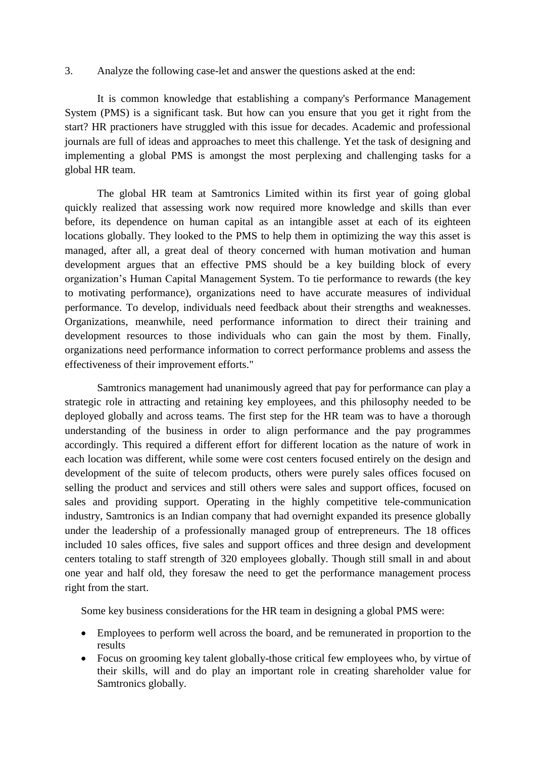3. Analyze the following case-let and answer the questions asked at the end:

It is common knowledge that establishing a company's Performance Management System (PMS) is a significant task. But how can you ensure that you get it right from the start? HR practioners have struggled with this issue for decades. Academic and professional journals are full of ideas and approaches to meet this challenge. Yet the task of designing and implementing a global PMS is amongst the most perplexing and challenging tasks for a global HR team.

The global HR team at Samtronics Limited within its first year of going global quickly realized that assessing work now required more knowledge and skills than ever before, its dependence on human capital as an intangible asset at each of its eighteen locations globally. They looked to the PMS to help them in optimizing the way this asset is managed, after all, a great deal of theory concerned with human motivation and human development argues that an effective PMS should be a key building block of every organization's Human Capital Management System. To tie performance to rewards (the key to motivating performance), organizations need to have accurate measures of individual performance. To develop, individuals need feedback about their strengths and weaknesses. Organizations, meanwhile, need performance information to direct their training and development resources to those individuals who can gain the most by them. Finally, organizations need performance information to correct performance problems and assess the effectiveness of their improvement efforts."

Samtronics management had unanimously agreed that pay for performance can play a strategic role in attracting and retaining key employees, and this philosophy needed to be deployed globally and across teams. The first step for the HR team was to have a thorough understanding of the business in order to align performance and the pay programmes accordingly. This required a different effort for different location as the nature of work in each location was different, while some were cost centers focused entirely on the design and development of the suite of telecom products, others were purely sales offices focused on selling the product and services and still others were sales and support offices, focused on sales and providing support. Operating in the highly competitive tele-communication industry, Samtronics is an Indian company that had overnight expanded its presence globally under the leadership of a professionally managed group of entrepreneurs. The 18 offices included 10 sales offices, five sales and support offices and three design and development centers totaling to staff strength of 320 employees globally. Though still small in and about one year and half old, they foresaw the need to get the performance management process right from the start.

Some key business considerations for the HR team in designing a global PMS were:

- Employees to perform well across the board, and be remunerated in proportion to the results
- Focus on grooming key talent globally-those critical few employees who, by virtue of their skills, will and do play an important role in creating shareholder value for Samtronics globally.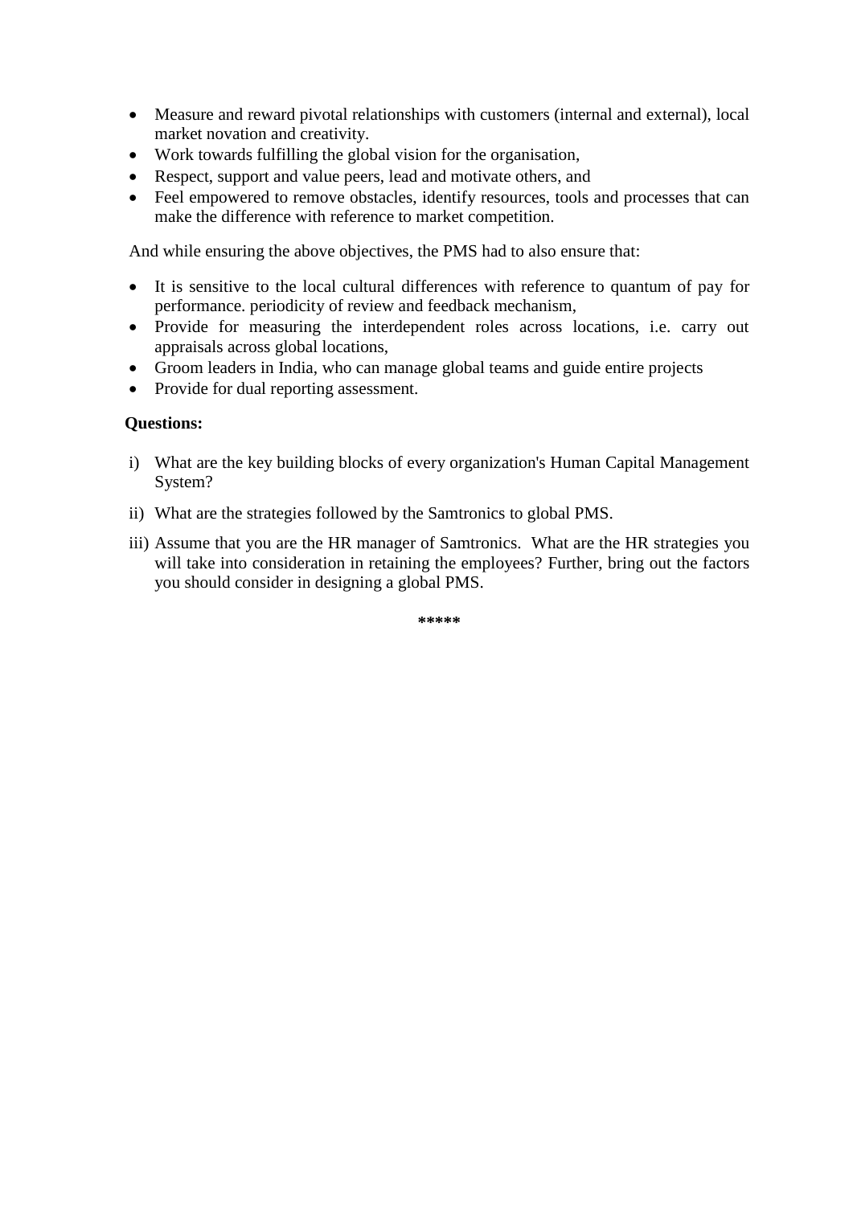- Measure and reward pivotal relationships with customers (internal and external), local market novation and creativity.
- Work towards fulfilling the global vision for the organisation,
- Respect, support and value peers, lead and motivate others, and
- Feel empowered to remove obstacles, identify resources, tools and processes that can make the difference with reference to market competition.

And while ensuring the above objectives, the PMS had to also ensure that:

- It is sensitive to the local cultural differences with reference to quantum of pay for performance. periodicity of review and feedback mechanism,
- Provide for measuring the interdependent roles across locations, i.e. carry out appraisals across global locations,
- Groom leaders in India, who can manage global teams and guide entire projects
- Provide for dual reporting assessment.

**Questions:**

i) What are the key building blocks of every organization's Human Capital Management System?

ii) What are the strategies followed by the Samtronics to global PMS.

iii) Assume that you are the HR manager of Samtronics. What are the HR strategies you will take into consideration in retaining the employees? Further, bring out the factors you should consider in designing a global PMS.

*****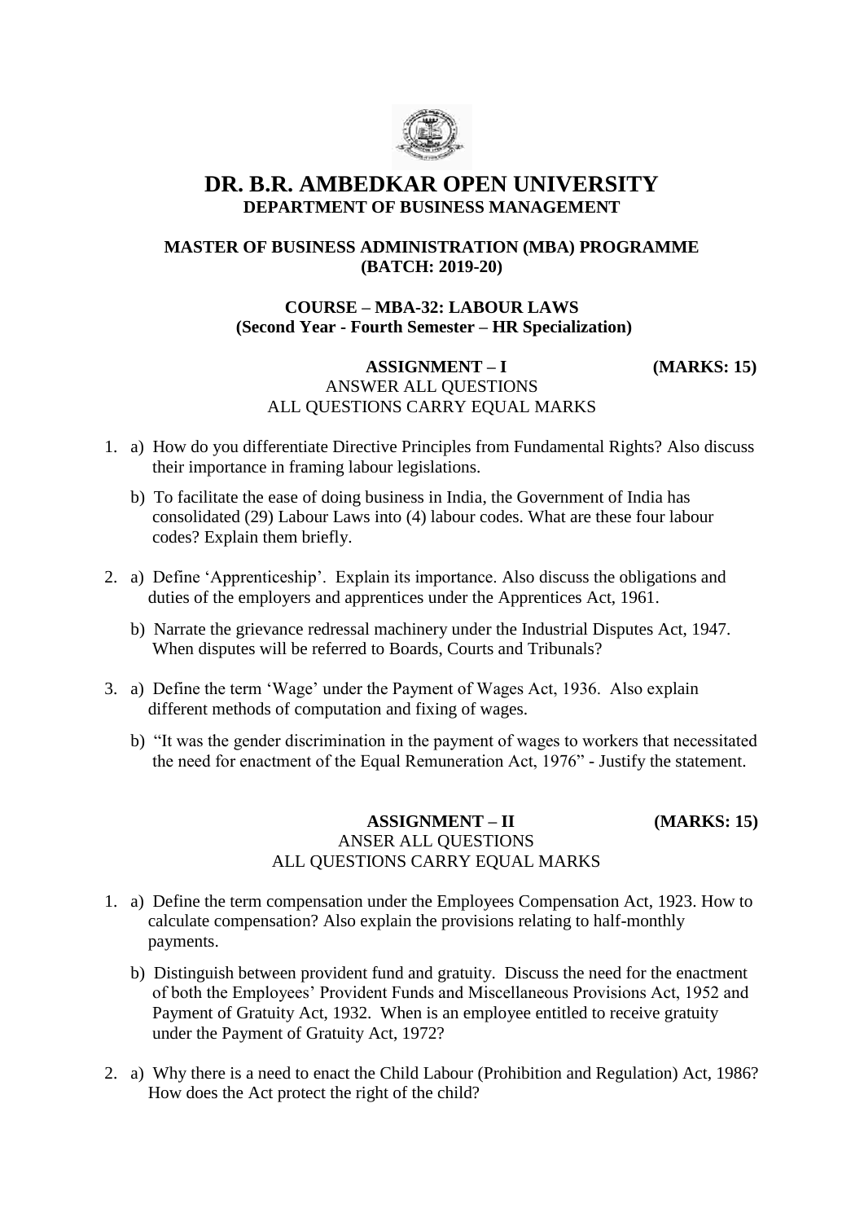# DR. B.R. AMBEDKAR OPEN UNIVERSITY
## DEPARTMENT OF BUSINESS MANAGEMENT

### MASTER OF BUSINESS ADMINISTRATION (MBA) PROGRAMME (BATCH: 2019-20)

### COURSE – MBA-32: LABOUR LAWS (Second Year - Fourth Semester – HR Specialization)

**ASSIGNMENT – I** **(MARKS: 15)**

ANSWER ALL QUESTIONS

ALL QUESTIONS CARRY EQUAL MARKS

1. a) How do you differentiate Directive Principles from Fundamental Rights? Also discuss their importance in framing labour legislations.

   b) To facilitate the ease of doing business in India, the Government of India has consolidated (29) Labour Laws into (4) labour codes. What are these four labour codes? Explain them briefly.

2. a) Define 'Apprenticeship'. Explain its importance. Also discuss the obligations and duties of the employers and apprentices under the Apprentices Act, 1961.

   b) Narrate the grievance redressal machinery under the Industrial Disputes Act, 1947. When disputes will be referred to Boards, Courts and Tribunals?

3. a) Define the term 'Wage' under the Payment of Wages Act, 1936. Also explain different methods of computation and fixing of wages.

   b) "It was the gender discrimination in the payment of wages to workers that necessitated the need for enactment of the Equal Remuneration Act, 1976" - Justify the statement.

**ASSIGNMENT – II** **(MARKS: 15)**

ANSER ALL QUESTIONS

ALL QUESTIONS CARRY EQUAL MARKS

1. a) Define the term compensation under the Employees Compensation Act, 1923. How to calculate compensation? Also explain the provisions relating to half-monthly payments.

   b) Distinguish between provident fund and gratuity. Discuss the need for the enactment of both the Employees' Provident Funds and Miscellaneous Provisions Act, 1952 and Payment of Gratuity Act, 1932. When is an employee entitled to receive gratuity under the Payment of Gratuity Act, 1972?

2. a) Why there is a need to enact the Child Labour (Prohibition and Regulation) Act, 1986? How does the Act protect the right of the child?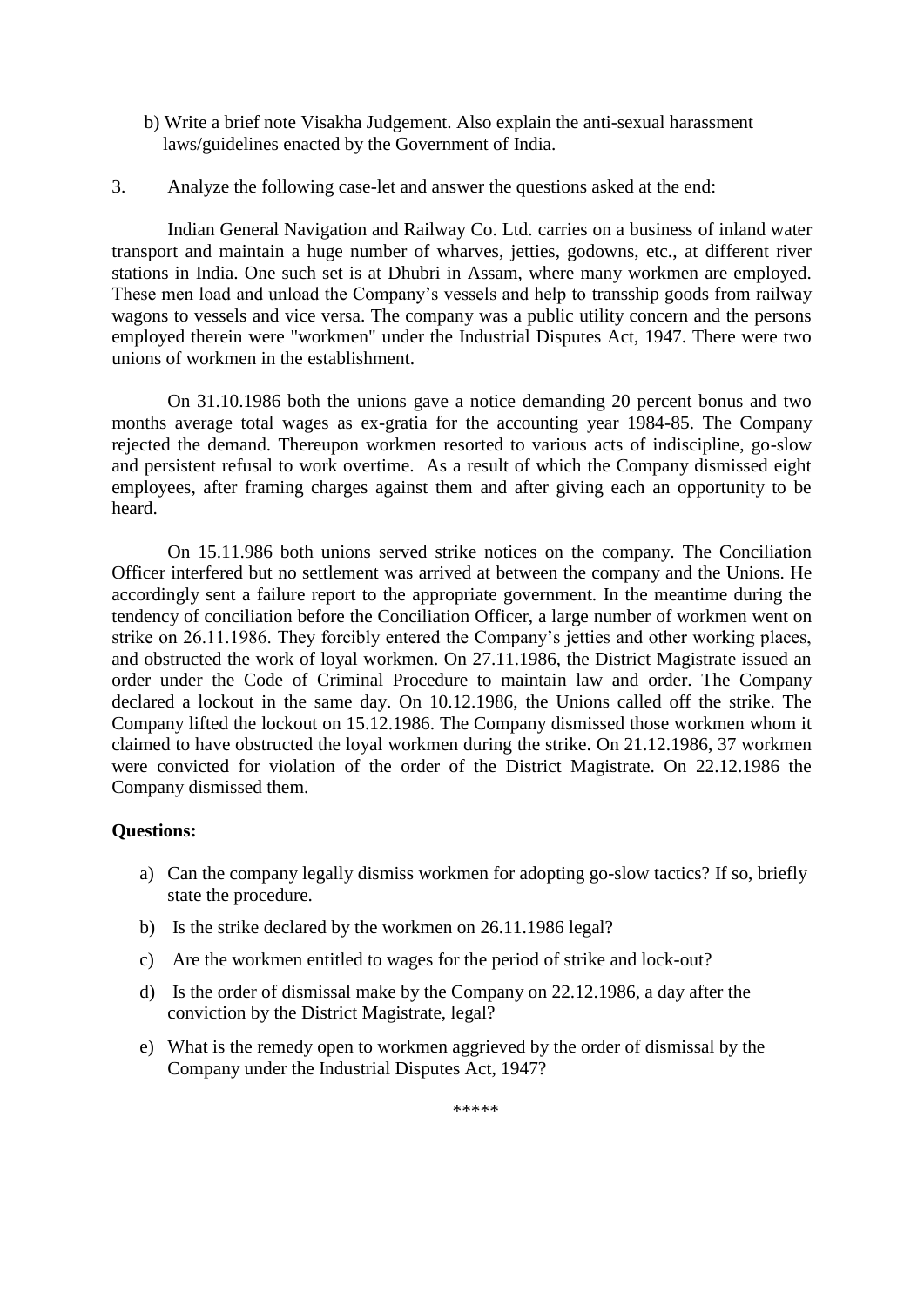b) Write a brief note Visakha Judgement. Also explain the anti-sexual harassment laws/guidelines enacted by the Government of India.

3. Analyze the following case-let and answer the questions asked at the end:

Indian General Navigation and Railway Co. Ltd. carries on a business of inland water transport and maintain a huge number of wharves, jetties, godowns, etc., at different river stations in India. One such set is at Dhubri in Assam, where many workmen are employed. These men load and unload the Company's vessels and help to transship goods from railway wagons to vessels and vice versa. The company was a public utility concern and the persons employed therein were "workmen" under the Industrial Disputes Act, 1947. There were two unions of workmen in the establishment.

On 31.10.1986 both the unions gave a notice demanding 20 percent bonus and two months average total wages as ex-gratia for the accounting year 1984-85. The Company rejected the demand. Thereupon workmen resorted to various acts of indiscipline, go-slow and persistent refusal to work overtime. As a result of which the Company dismissed eight employees, after framing charges against them and after giving each an opportunity to be heard.

On 15.11.986 both unions served strike notices on the company. The Conciliation Officer interfered but no settlement was arrived at between the company and the Unions. He accordingly sent a failure report to the appropriate government. In the meantime during the tendency of conciliation before the Conciliation Officer, a large number of workmen went on strike on 26.11.1986. They forcibly entered the Company's jetties and other working places, and obstructed the work of loyal workmen. On 27.11.1986, the District Magistrate issued an order under the Code of Criminal Procedure to maintain law and order. The Company declared a lockout in the same day. On 10.12.1986, the Unions called off the strike. The Company lifted the lockout on 15.12.1986. The Company dismissed those workmen whom it claimed to have obstructed the loyal workmen during the strike. On 21.12.1986, 37 workmen were convicted for violation of the order of the District Magistrate. On 22.12.1986 the Company dismissed them.

**Questions:**

a) Can the company legally dismiss workmen for adopting go-slow tactics? If so, briefly state the procedure.

b) Is the strike declared by the workmen on 26.11.1986 legal?

c) Are the workmen entitled to wages for the period of strike and lock-out?

d) Is the order of dismissal make by the Company on 22.12.1986, a day after the conviction by the District Magistrate, legal?

e) What is the remedy open to workmen aggrieved by the order of dismissal by the Company under the Industrial Disputes Act, 1947?

*****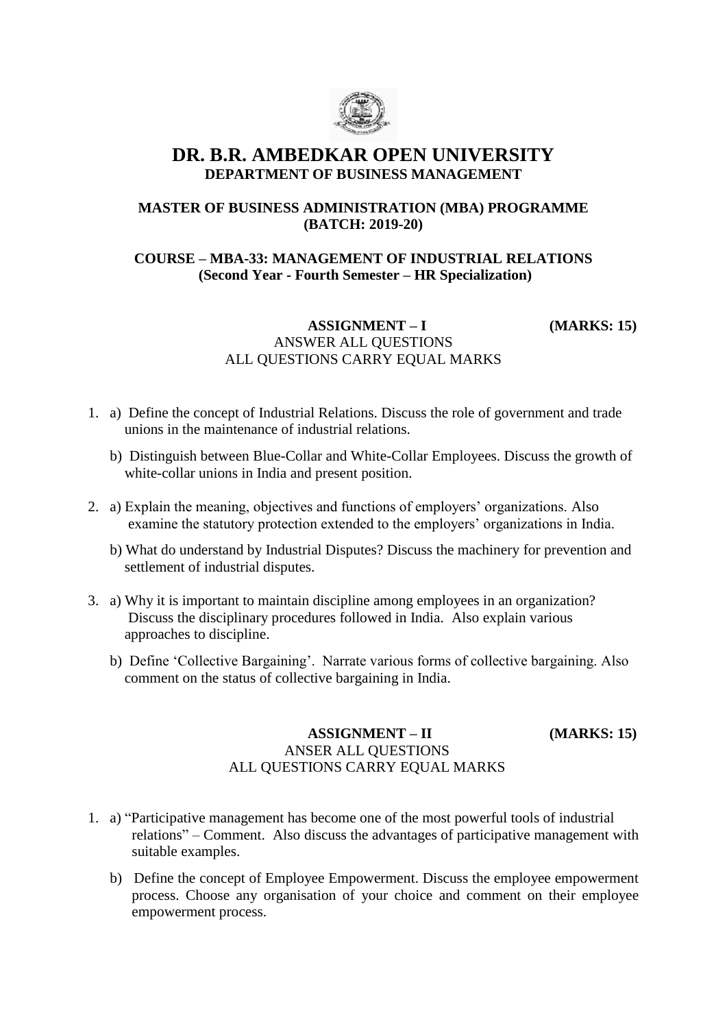# DR. B.R. AMBEDKAR OPEN UNIVERSITY

## DEPARTMENT OF BUSINESS MANAGEMENT

### MASTER OF BUSINESS ADMINISTRATION (MBA) PROGRAMME (BATCH: 2019-20)

### COURSE – MBA-33: MANAGEMENT OF INDUSTRIAL RELATIONS (Second Year - Fourth Semester – HR Specialization)

**ASSIGNMENT – I (MARKS: 15)**

ANSWER ALL QUESTIONS
ALL QUESTIONS CARRY EQUAL MARKS

1. a) Define the concept of Industrial Relations. Discuss the role of government and trade unions in the maintenance of industrial relations.

   b) Distinguish between Blue-Collar and White-Collar Employees. Discuss the growth of white-collar unions in India and present position.

2. a) Explain the meaning, objectives and functions of employers' organizations. Also examine the statutory protection extended to the employers' organizations in India.

   b) What do understand by Industrial Disputes? Discuss the machinery for prevention and settlement of industrial disputes.

3. a) Why it is important to maintain discipline among employees in an organization? Discuss the disciplinary procedures followed in India. Also explain various approaches to discipline.

   b) Define 'Collective Bargaining'. Narrate various forms of collective bargaining. Also comment on the status of collective bargaining in India.

**ASSIGNMENT – II (MARKS: 15)**

ANSER ALL QUESTIONS
ALL QUESTIONS CARRY EQUAL MARKS

1. a) "Participative management has become one of the most powerful tools of industrial relations" – Comment. Also discuss the advantages of participative management with suitable examples.

   b) Define the concept of Employee Empowerment. Discuss the employee empowerment process. Choose any organisation of your choice and comment on their employee empowerment process.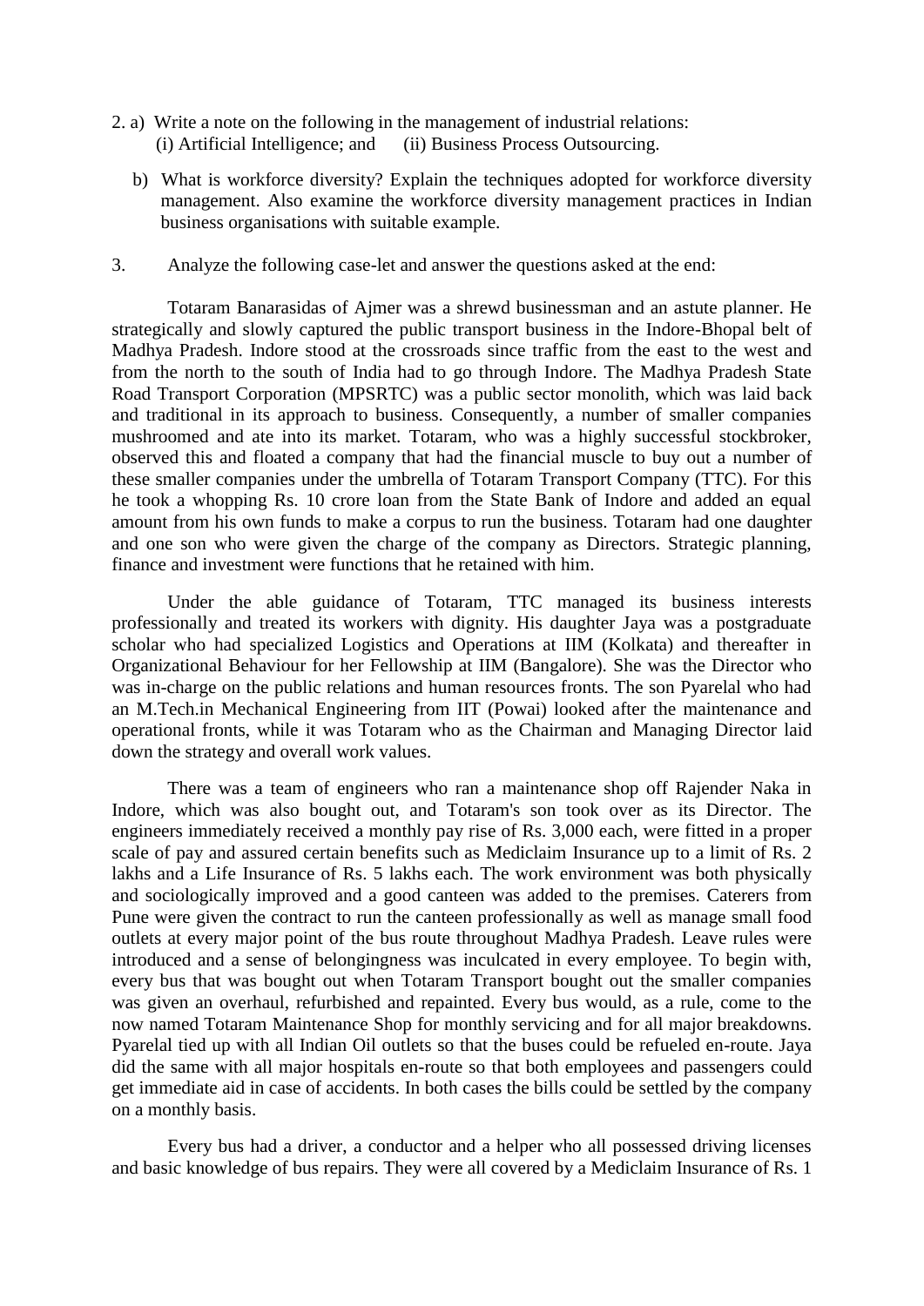2. a) Write a note on the following in the management of industrial relations:
   (i) Artificial Intelligence; and (ii) Business Process Outsourcing.

   b) What is workforce diversity? Explain the techniques adopted for workforce diversity management. Also examine the workforce diversity management practices in Indian business organisations with suitable example.

3. Analyze the following case-let and answer the questions asked at the end:

Totaram Banarasidas of Ajmer was a shrewd businessman and an astute planner. He strategically and slowly captured the public transport business in the Indore-Bhopal belt of Madhya Pradesh. Indore stood at the crossroads since traffic from the east to the west and from the north to the south of India had to go through Indore. The Madhya Pradesh State Road Transport Corporation (MPSRTC) was a public sector monolith, which was laid back and traditional in its approach to business. Consequently, a number of smaller companies mushroomed and ate into its market. Totaram, who was a highly successful stockbroker, observed this and floated a company that had the financial muscle to buy out a number of these smaller companies under the umbrella of Totaram Transport Company (TTC). For this he took a whopping Rs. 10 crore loan from the State Bank of Indore and added an equal amount from his own funds to make a corpus to run the business. Totaram had one daughter and one son who were given the charge of the company as Directors. Strategic planning, finance and investment were functions that he retained with him.

Under the able guidance of Totaram, TTC managed its business interests professionally and treated its workers with dignity. His daughter Jaya was a postgraduate scholar who had specialized Logistics and Operations at IIM (Kolkata) and thereafter in Organizational Behaviour for her Fellowship at IIM (Bangalore). She was the Director who was in-charge on the public relations and human resources fronts. The son Pyarelal who had an M.Tech.in Mechanical Engineering from IIT (Powai) looked after the maintenance and operational fronts, while it was Totaram who as the Chairman and Managing Director laid down the strategy and overall work values.

There was a team of engineers who ran a maintenance shop off Rajender Naka in Indore, which was also bought out, and Totaram's son took over as its Director. The engineers immediately received a monthly pay rise of Rs. 3,000 each, were fitted in a proper scale of pay and assured certain benefits such as Mediclaim Insurance up to a limit of Rs. 2 lakhs and a Life Insurance of Rs. 5 lakhs each. The work environment was both physically and sociologically improved and a good canteen was added to the premises. Caterers from Pune were given the contract to run the canteen professionally as well as manage small food outlets at every major point of the bus route throughout Madhya Pradesh. Leave rules were introduced and a sense of belongingness was inculcated in every employee. To begin with, every bus that was bought out when Totaram Transport bought out the smaller companies was given an overhaul, refurbished and repainted. Every bus would, as a rule, come to the now named Totaram Maintenance Shop for monthly servicing and for all major breakdowns. Pyarelal tied up with all Indian Oil outlets so that the buses could be refueled en-route. Jaya did the same with all major hospitals en-route so that both employees and passengers could get immediate aid in case of accidents. In both cases the bills could be settled by the company on a monthly basis.

Every bus had a driver, a conductor and a helper who all possessed driving licenses and basic knowledge of bus repairs. They were all covered by a Mediclaim Insurance of Rs. 1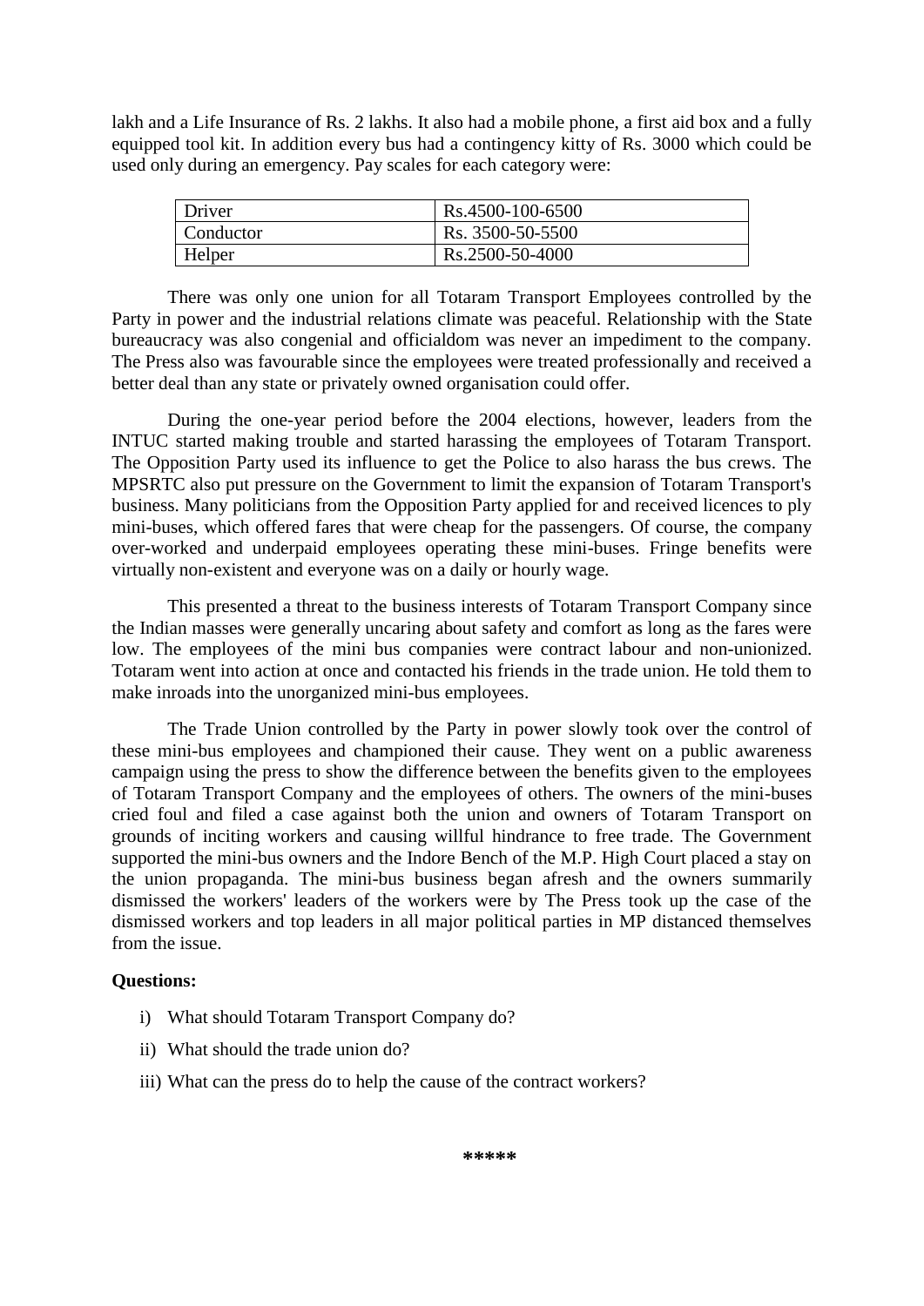lakh and a Life Insurance of Rs. 2 lakhs. It also had a mobile phone, a first aid box and a fully equipped tool kit. In addition every bus had a contingency kitty of Rs. 3000 which could be used only during an emergency. Pay scales for each category were:

| Driver | Rs.4500-100-6500 |
|---|---|
| Conductor | Rs. 3500-50-5500 |
| Helper | Rs.2500-50-4000 |

There was only one union for all Totaram Transport Employees controlled by the Party in power and the industrial relations climate was peaceful. Relationship with the State bureaucracy was also congenial and officialdom was never an impediment to the company. The Press also was favourable since the employees were treated professionally and received a better deal than any state or privately owned organisation could offer.

During the one-year period before the 2004 elections, however, leaders from the INTUC started making trouble and started harassing the employees of Totaram Transport. The Opposition Party used its influence to get the Police to also harass the bus crews. The MPSRTC also put pressure on the Government to limit the expansion of Totaram Transport's business. Many politicians from the Opposition Party applied for and received licences to ply mini-buses, which offered fares that were cheap for the passengers. Of course, the company over-worked and underpaid employees operating these mini-buses. Fringe benefits were virtually non-existent and everyone was on a daily or hourly wage.

This presented a threat to the business interests of Totaram Transport Company since the Indian masses were generally uncaring about safety and comfort as long as the fares were low. The employees of the mini bus companies were contract labour and non-unionized. Totaram went into action at once and contacted his friends in the trade union. He told them to make inroads into the unorganized mini-bus employees.

The Trade Union controlled by the Party in power slowly took over the control of these mini-bus employees and championed their cause. They went on a public awareness campaign using the press to show the difference between the benefits given to the employees of Totaram Transport Company and the employees of others. The owners of the mini-buses cried foul and filed a case against both the union and owners of Totaram Transport on grounds of inciting workers and causing willful hindrance to free trade. The Government supported the mini-bus owners and the Indore Bench of the M.P. High Court placed a stay on the union propaganda. The mini-bus business began afresh and the owners summarily dismissed the workers' leaders of the workers were by The Press took up the case of the dismissed workers and top leaders in all major political parties in MP distanced themselves from the issue.

**Questions:**

i) What should Totaram Transport Company do?

ii) What should the trade union do?

iii) What can the press do to help the cause of the contract workers?

*****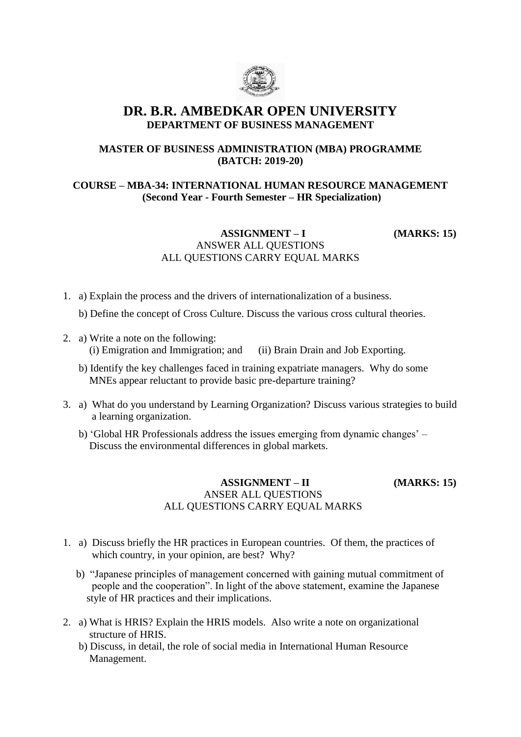# DR. B.R. AMBEDKAR OPEN UNIVERSITY

## DEPARTMENT OF BUSINESS MANAGEMENT

### MASTER OF BUSINESS ADMINISTRATION (MBA) PROGRAMME (BATCH: 2019-20)

### COURSE – MBA-34: INTERNATIONAL HUMAN RESOURCE MANAGEMENT (Second Year - Fourth Semester – HR Specialization)

**ASSIGNMENT – I** **(MARKS: 15)**

ANSWER ALL QUESTIONS
ALL QUESTIONS CARRY EQUAL MARKS

1. a) Explain the process and the drivers of internationalization of a business.

   b) Define the concept of Cross Culture. Discuss the various cross cultural theories.

2. a) Write a note on the following:
   (i) Emigration and Immigration; and (ii) Brain Drain and Job Exporting.

   b) Identify the key challenges faced in training expatriate managers. Why do some MNEs appear reluctant to provide basic pre-departure training?

3. a) What do you understand by Learning Organization? Discuss various strategies to build a learning organization.

   b) 'Global HR Professionals address the issues emerging from dynamic changes' – Discuss the environmental differences in global markets.

**ASSIGNMENT – II** **(MARKS: 15)**

ANSER ALL QUESTIONS
ALL QUESTIONS CARRY EQUAL MARKS

1. a) Discuss briefly the HR practices in European countries. Of them, the practices of which country, in your opinion, are best? Why?

   b) "Japanese principles of management concerned with gaining mutual commitment of people and the cooperation". In light of the above statement, examine the Japanese style of HR practices and their implications.

2. a) What is HRIS? Explain the HRIS models. Also write a note on organizational structure of HRIS.

   b) Discuss, in detail, the role of social media in International Human Resource Management.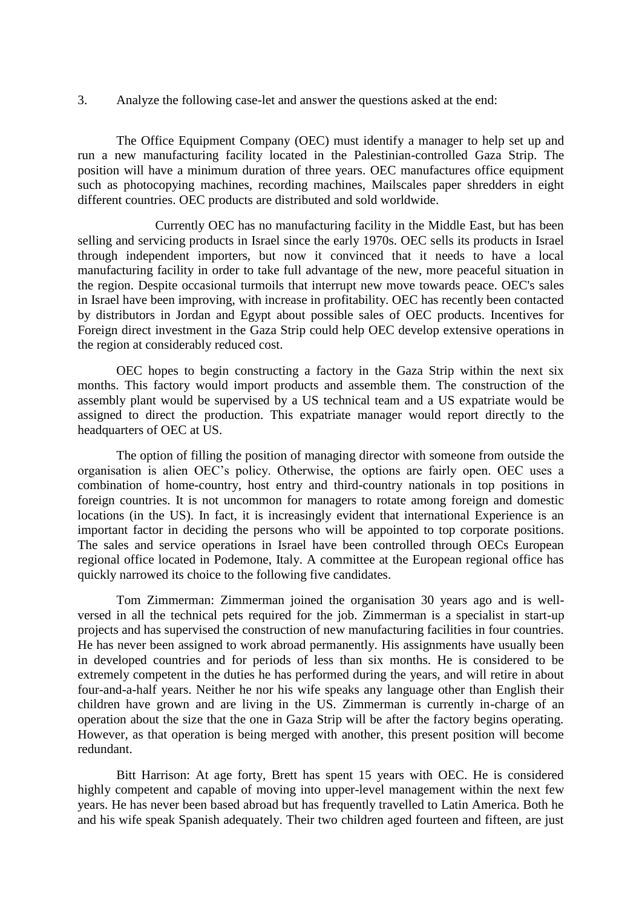3. Analyze the following case-let and answer the questions asked at the end:

The Office Equipment Company (OEC) must identify a manager to help set up and run a new manufacturing facility located in the Palestinian-controlled Gaza Strip. The position will have a minimum duration of three years. OEC manufactures office equipment such as photocopying machines, recording machines, Mailscales paper shredders in eight different countries. OEC products are distributed and sold worldwide.

Currently OEC has no manufacturing facility in the Middle East, but has been selling and servicing products in Israel since the early 1970s. OEC sells its products in Israel through independent importers, but now it convinced that it needs to have a local manufacturing facility in order to take full advantage of the new, more peaceful situation in the region. Despite occasional turmoils that interrupt new move towards peace. OEC's sales in Israel have been improving, with increase in profitability. OEC has recently been contacted by distributors in Jordan and Egypt about possible sales of OEC products. Incentives for Foreign direct investment in the Gaza Strip could help OEC develop extensive operations in the region at considerably reduced cost.

OEC hopes to begin constructing a factory in the Gaza Strip within the next six months. This factory would import products and assemble them. The construction of the assembly plant would be supervised by a US technical team and a US expatriate would be assigned to direct the production. This expatriate manager would report directly to the headquarters of OEC at US.

The option of filling the position of managing director with someone from outside the organisation is alien OEC's policy. Otherwise, the options are fairly open. OEC uses a combination of home-country, host entry and third-country nationals in top positions in foreign countries. It is not uncommon for managers to rotate among foreign and domestic locations (in the US). In fact, it is increasingly evident that international Experience is an important factor in deciding the persons who will be appointed to top corporate positions. The sales and service operations in Israel have been controlled through OECs European regional office located in Podemone, Italy. A committee at the European regional office has quickly narrowed its choice to the following five candidates.

Tom Zimmerman: Zimmerman joined the organisation 30 years ago and is well-versed in all the technical pets required for the job. Zimmerman is a specialist in start-up projects and has supervised the construction of new manufacturing facilities in four countries. He has never been assigned to work abroad permanently. His assignments have usually been in developed countries and for periods of less than six months. He is considered to be extremely competent in the duties he has performed during the years, and will retire in about four-and-a-half years. Neither he nor his wife speaks any language other than English their children have grown and are living in the US. Zimmerman is currently in-charge of an operation about the size that the one in Gaza Strip will be after the factory begins operating. However, as that operation is being merged with another, this present position will become redundant.

Bitt Harrison: At age forty, Brett has spent 15 years with OEC. He is considered highly competent and capable of moving into upper-level management within the next few years. He has never been based abroad but has frequently travelled to Latin America. Both he and his wife speak Spanish adequately. Their two children aged fourteen and fifteen, are just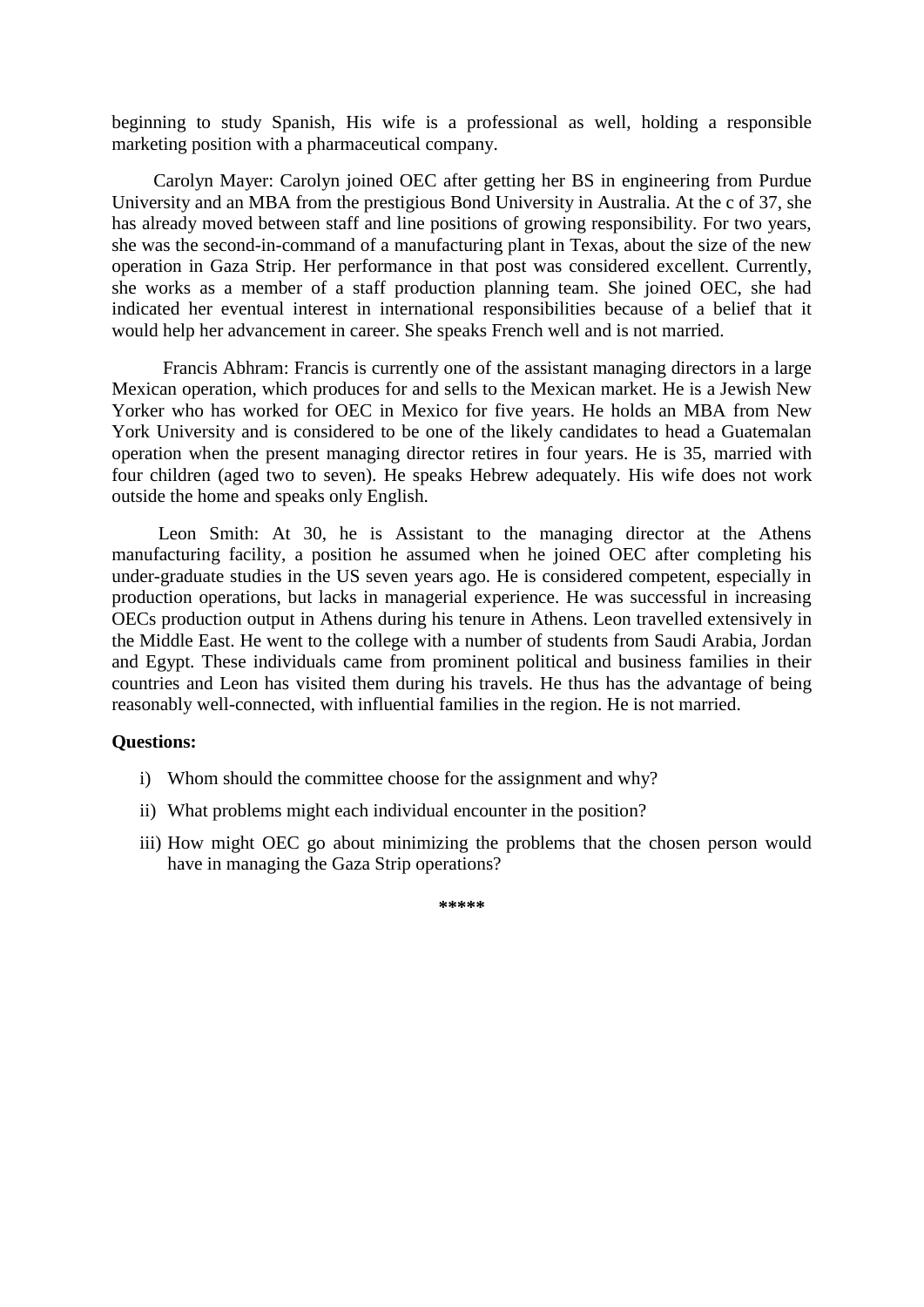beginning to study Spanish, His wife is a professional as well, holding a responsible marketing position with a pharmaceutical company.

Carolyn Mayer: Carolyn joined OEC after getting her BS in engineering from Purdue University and an MBA from the prestigious Bond University in Australia. At the c of 37, she has already moved between staff and line positions of growing responsibility. For two years, she was the second-in-command of a manufacturing plant in Texas, about the size of the new operation in Gaza Strip. Her performance in that post was considered excellent. Currently, she works as a member of a staff production planning team. She joined OEC, she had indicated her eventual interest in international responsibilities because of a belief that it would help her advancement in career. She speaks French well and is not married.

Francis Abhram: Francis is currently one of the assistant managing directors in a large Mexican operation, which produces for and sells to the Mexican market. He is a Jewish New Yorker who has worked for OEC in Mexico for five years. He holds an MBA from New York University and is considered to be one of the likely candidates to head a Guatemalan operation when the present managing director retires in four years. He is 35, married with four children (aged two to seven). He speaks Hebrew adequately. His wife does not work outside the home and speaks only English.

Leon Smith: At 30, he is Assistant to the managing director at the Athens manufacturing facility, a position he assumed when he joined OEC after completing his under-graduate studies in the US seven years ago. He is considered competent, especially in production operations, but lacks in managerial experience. He was successful in increasing OECs production output in Athens during his tenure in Athens. Leon travelled extensively in the Middle East. He went to the college with a number of students from Saudi Arabia, Jordan and Egypt. These individuals came from prominent political and business families in their countries and Leon has visited them during his travels. He thus has the advantage of being reasonably well-connected, with influential families in the region. He is not married.

**Questions:**

i) Whom should the committee choose for the assignment and why?

ii) What problems might each individual encounter in the position?

iii) How might OEC go about minimizing the problems that the chosen person would have in managing the Gaza Strip operations?

*****